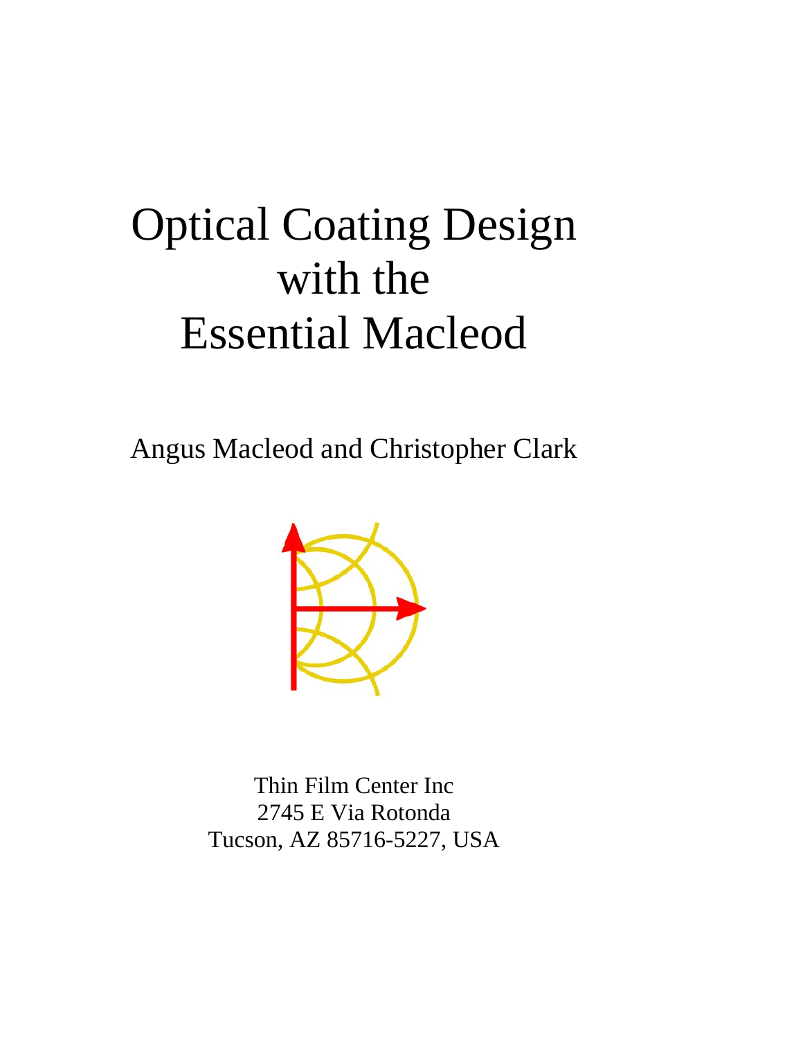# Optical Coating Design with the Essential Macleod

Angus Macleod and Christopher Clark

Thin Film Center Inc
2745 E Via Rotonda
Tucson, AZ 85716-5227, USA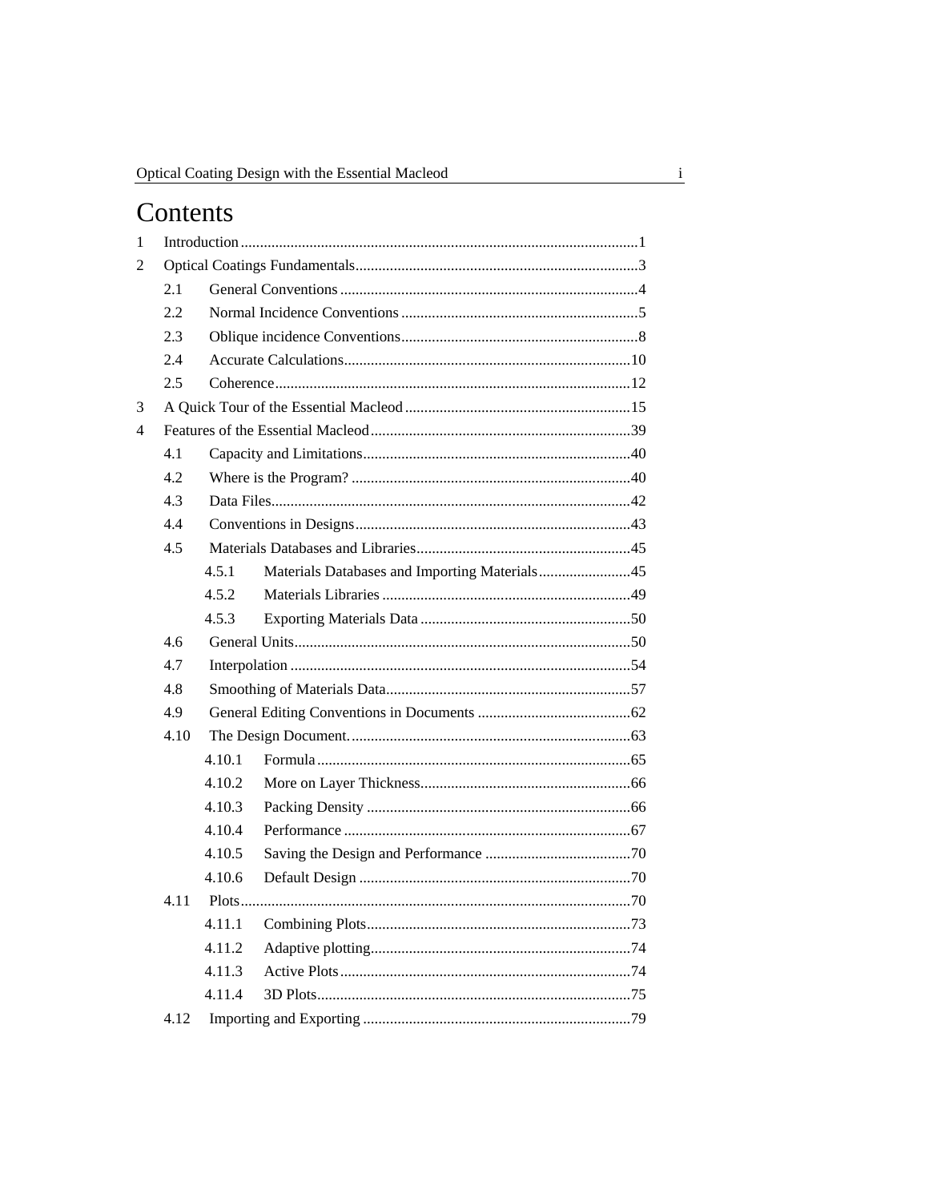# Contents

1 Introduction ........................................................................................................1

2 Optical Coatings Fundamentals..........................................................................3

- 2.1 General Conventions .............................................................................4
- 2.2 Normal Incidence Conventions .............................................................5
- 2.3 Oblique incidence Conventions.............................................................8
- 2.4 Accurate Calculations...........................................................................10
- 2.5 Coherence.............................................................................................12

3 A Quick Tour of the Essential Macleod ...........................................................15

4 Features of the Essential Macleod....................................................................39

- 4.1 Capacity and Limitations......................................................................40
- 4.2 Where is the Program? .........................................................................40
- 4.3 Data Files..............................................................................................42
- 4.4 Conventions in Designs........................................................................43
- 4.5 Materials Databases and Libraries........................................................45
  - 4.5.1 Materials Databases and Importing Materials........................45
  - 4.5.2 Materials Libraries .................................................................49
  - 4.5.3 Exporting Materials Data .......................................................50
- 4.6 General Units........................................................................................50
- 4.7 Interpolation .........................................................................................54
- 4.8 Smoothing of Materials Data................................................................57
- 4.9 General Editing Conventions in Documents ........................................62
- 4.10 The Design Document..........................................................................63
  - 4.10.1 Formula ..................................................................................65
  - 4.10.2 More on Layer Thickness.......................................................66
  - 4.10.3 Packing Density .....................................................................66
  - 4.10.4 Performance ...........................................................................67
  - 4.10.5 Saving the Design and Performance ......................................70
  - 4.10.6 Default Design .......................................................................70
- 4.11 Plots......................................................................................................70
  - 4.11.1 Combining Plots.....................................................................73
  - 4.11.2 Adaptive plotting....................................................................74
  - 4.11.3 Active Plots............................................................................74
  - 4.11.4 3D Plots..................................................................................75
- 4.12 Importing and Exporting ......................................................................79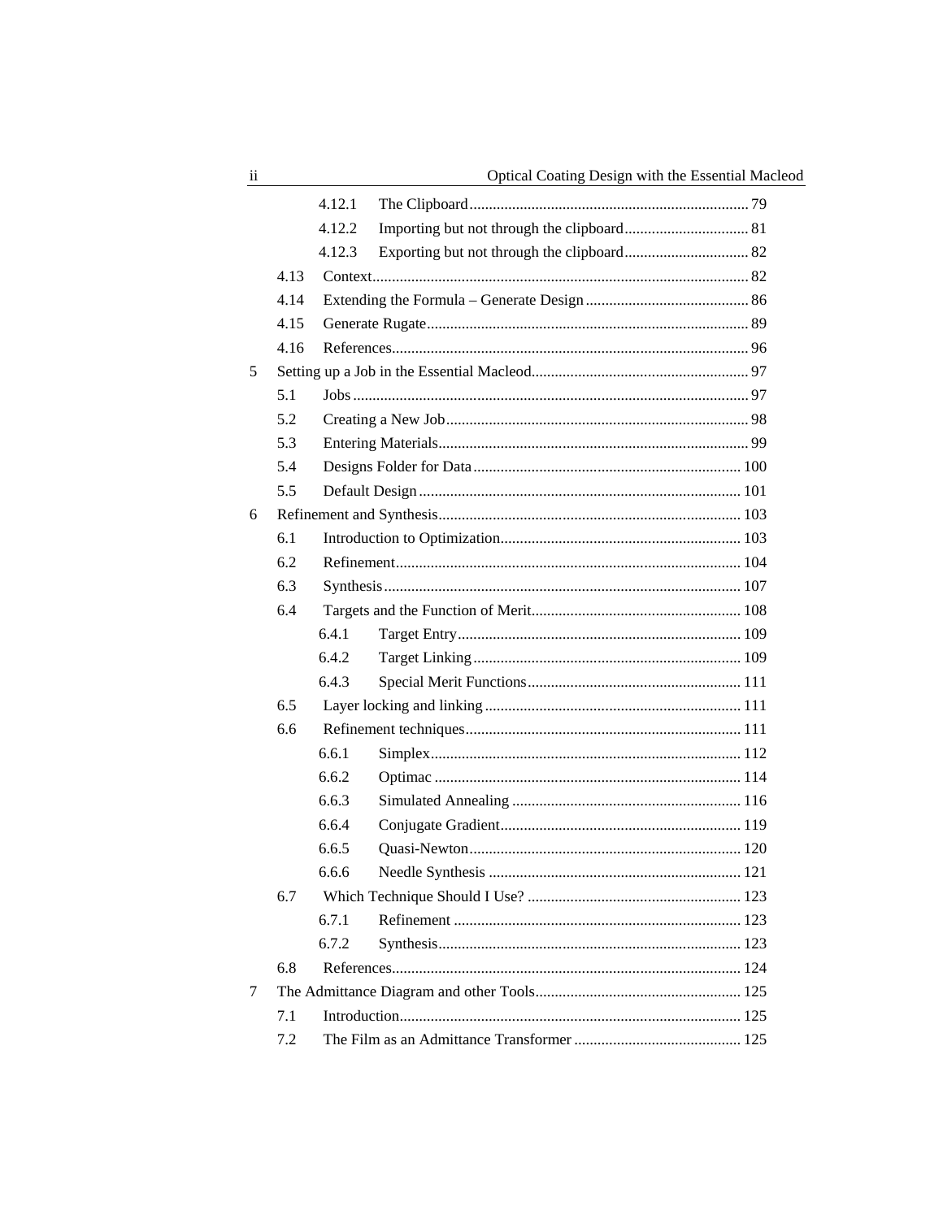- 4.12.1 The Clipboard ... 79
- 4.12.2 Importing but not through the clipboard ... 81
- 4.12.3 Exporting but not through the clipboard ... 82
- 4.13 Context ... 82
- 4.14 Extending the Formula – Generate Design ... 86
- 4.15 Generate Rugate ... 89
- 4.16 References ... 96

5 Setting up a Job in the Essential Macleod ... 97
- 5.1 Jobs ... 97
- 5.2 Creating a New Job ... 98
- 5.3 Entering Materials ... 99
- 5.4 Designs Folder for Data ... 100
- 5.5 Default Design ... 101

6 Refinement and Synthesis ... 103
- 6.1 Introduction to Optimization ... 103
- 6.2 Refinement ... 104
- 6.3 Synthesis ... 107
- 6.4 Targets and the Function of Merit ... 108
  - 6.4.1 Target Entry ... 109
  - 6.4.2 Target Linking ... 109
  - 6.4.3 Special Merit Functions ... 111
- 6.5 Layer locking and linking ... 111
- 6.6 Refinement techniques ... 111
  - 6.6.1 Simplex ... 112
  - 6.6.2 Optimac ... 114
  - 6.6.3 Simulated Annealing ... 116
  - 6.6.4 Conjugate Gradient ... 119
  - 6.6.5 Quasi-Newton ... 120
  - 6.6.6 Needle Synthesis ... 121
- 6.7 Which Technique Should I Use? ... 123
  - 6.7.1 Refinement ... 123
  - 6.7.2 Synthesis ... 123
- 6.8 References ... 124

7 The Admittance Diagram and other Tools ... 125
- 7.1 Introduction ... 125
- 7.2 The Film as an Admittance Transformer ... 125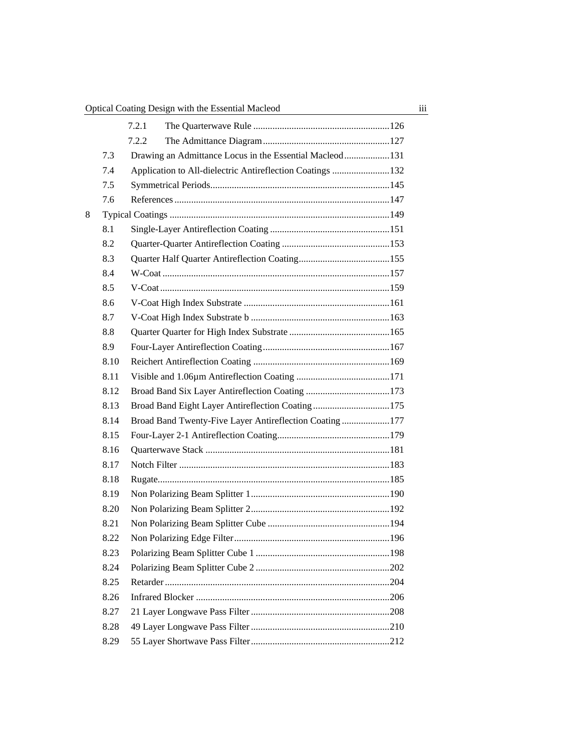| | | | |
|---|---|---|---|
| | 7.2.1 | The Quarterwave Rule | 126 |
| | 7.2.2 | The Admittance Diagram | 127 |
| 7.3 | | Drawing an Admittance Locus in the Essential Macleod | 131 |
| 7.4 | | Application to All-dielectric Antireflection Coatings | 132 |
| 7.5 | | Symmetrical Periods | 145 |
| 7.6 | | References | 147 |
| 8 | | Typical Coatings | 149 |
| 8.1 | | Single-Layer Antireflection Coating | 151 |
| 8.2 | | Quarter-Quarter Antireflection Coating | 153 |
| 8.3 | | Quarter Half Quarter Antireflection Coating | 155 |
| 8.4 | | W-Coat | 157 |
| 8.5 | | V-Coat | 159 |
| 8.6 | | V-Coat High Index Substrate | 161 |
| 8.7 | | V-Coat High Index Substrate b | 163 |
| 8.8 | | Quarter Quarter for High Index Substrate | 165 |
| 8.9 | | Four-Layer Antireflection Coating | 167 |
| 8.10 | | Reichert Antireflection Coating | 169 |
| 8.11 | | Visible and 1.06µm Antireflection Coating | 171 |
| 8.12 | | Broad Band Six Layer Antireflection Coating | 173 |
| 8.13 | | Broad Band Eight Layer Antireflection Coating | 175 |
| 8.14 | | Broad Band Twenty-Five Layer Antireflection Coating | 177 |
| 8.15 | | Four-Layer 2-1 Antireflection Coating | 179 |
| 8.16 | | Quarterwave Stack | 181 |
| 8.17 | | Notch Filter | 183 |
| 8.18 | | Rugate | 185 |
| 8.19 | | Non Polarizing Beam Splitter 1 | 190 |
| 8.20 | | Non Polarizing Beam Splitter 2 | 192 |
| 8.21 | | Non Polarizing Beam Splitter Cube | 194 |
| 8.22 | | Non Polarizing Edge Filter | 196 |
| 8.23 | | Polarizing Beam Splitter Cube 1 | 198 |
| 8.24 | | Polarizing Beam Splitter Cube 2 | 202 |
| 8.25 | | Retarder | 204 |
| 8.26 | | Infrared Blocker | 206 |
| 8.27 | | 21 Layer Longwave Pass Filter | 208 |
| 8.28 | | 49 Layer Longwave Pass Filter | 210 |
| 8.29 | | 55 Layer Shortwave Pass Filter | 212 |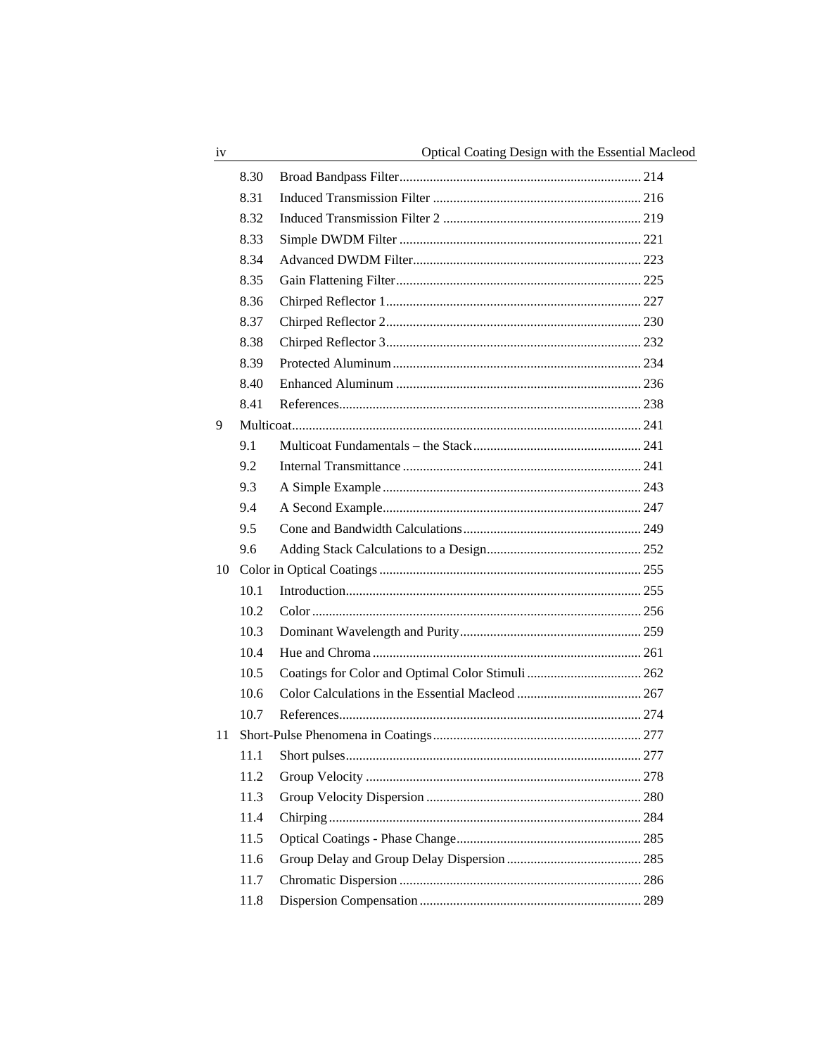| | | |
|---|---|---|
| 8.30 | Broad Bandpass Filter | 214 |
| 8.31 | Induced Transmission Filter | 216 |
| 8.32 | Induced Transmission Filter 2 | 219 |
| 8.33 | Simple DWDM Filter | 221 |
| 8.34 | Advanced DWDM Filter | 223 |
| 8.35 | Gain Flattening Filter | 225 |
| 8.36 | Chirped Reflector 1 | 227 |
| 8.37 | Chirped Reflector 2 | 230 |
| 8.38 | Chirped Reflector 3 | 232 |
| 8.39 | Protected Aluminum | 234 |
| 8.40 | Enhanced Aluminum | 236 |
| 8.41 | References | 238 |
| **9** | **Multicoat** | **241** |
| 9.1 | Multicoat Fundamentals – the Stack | 241 |
| 9.2 | Internal Transmittance | 241 |
| 9.3 | A Simple Example | 243 |
| 9.4 | A Second Example | 247 |
| 9.5 | Cone and Bandwidth Calculations | 249 |
| 9.6 | Adding Stack Calculations to a Design | 252 |
| **10** | **Color in Optical Coatings** | **255** |
| 10.1 | Introduction | 255 |
| 10.2 | Color | 256 |
| 10.3 | Dominant Wavelength and Purity | 259 |
| 10.4 | Hue and Chroma | 261 |
| 10.5 | Coatings for Color and Optimal Color Stimuli | 262 |
| 10.6 | Color Calculations in the Essential Macleod | 267 |
| 10.7 | References | 274 |
| **11** | **Short-Pulse Phenomena in Coatings** | **277** |
| 11.1 | Short pulses | 277 |
| 11.2 | Group Velocity | 278 |
| 11.3 | Group Velocity Dispersion | 280 |
| 11.4 | Chirping | 284 |
| 11.5 | Optical Coatings - Phase Change | 285 |
| 11.6 | Group Delay and Group Delay Dispersion | 285 |
| 11.7 | Chromatic Dispersion | 286 |
| 11.8 | Dispersion Compensation | 289 |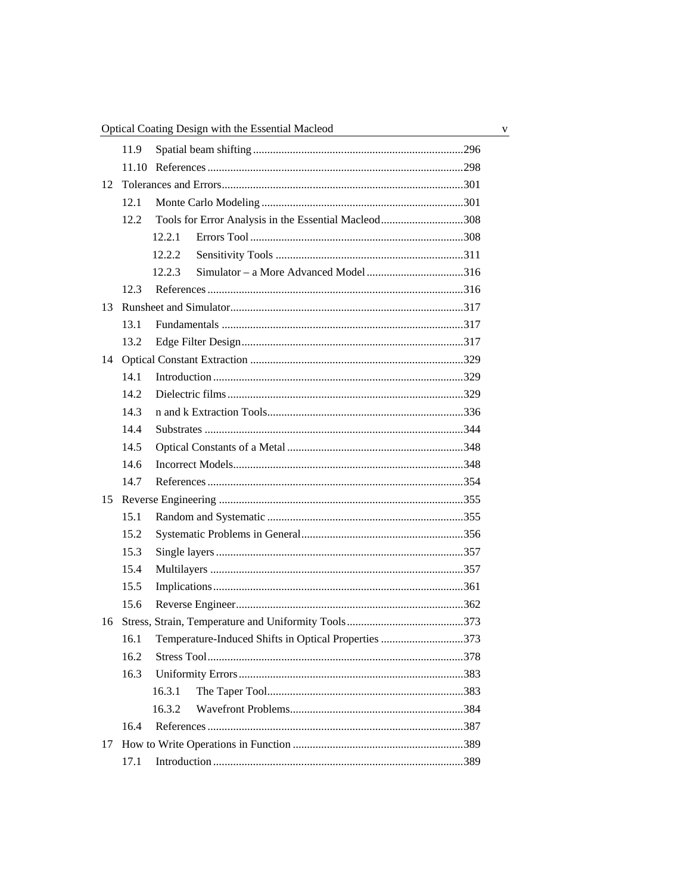11.9 Spatial beam shifting ........................................................................296

11.10 References ........................................................................298

12 Tolerances and Errors........................................................................301

12.1 Monte Carlo Modeling ........................................................................301

12.2 Tools for Error Analysis in the Essential Macleod.............................308

12.2.1 Errors Tool ........................................................................308

12.2.2 Sensitivity Tools ........................................................................311

12.2.3 Simulator – a More Advanced Model ..................................316

12.3 References ........................................................................316

13 Runsheet and Simulator........................................................................317

13.1 Fundamentals ........................................................................317

13.2 Edge Filter Design........................................................................317

14 Optical Constant Extraction ........................................................................329

14.1 Introduction ........................................................................329

14.2 Dielectric films ........................................................................329

14.3 n and k Extraction Tools........................................................................336

14.4 Substrates ........................................................................344

14.5 Optical Constants of a Metal ........................................................................348

14.6 Incorrect Models........................................................................348

14.7 References ........................................................................354

15 Reverse Engineering ........................................................................355

15.1 Random and Systematic ........................................................................355

15.2 Systematic Problems in General........................................................................356

15.3 Single layers ........................................................................357

15.4 Multilayers ........................................................................357

15.5 Implications ........................................................................361

15.6 Reverse Engineer........................................................................362

16 Stress, Strain, Temperature and Uniformity Tools.........................................373

16.1 Temperature-Induced Shifts in Optical Properties .............................373

16.2 Stress Tool........................................................................378

16.3 Uniformity Errors ........................................................................383

16.3.1 The Taper Tool........................................................................383

16.3.2 Wavefront Problems........................................................................384

16.4 References ........................................................................387

17 How to Write Operations in Function ........................................................................389

17.1 Introduction ........................................................................389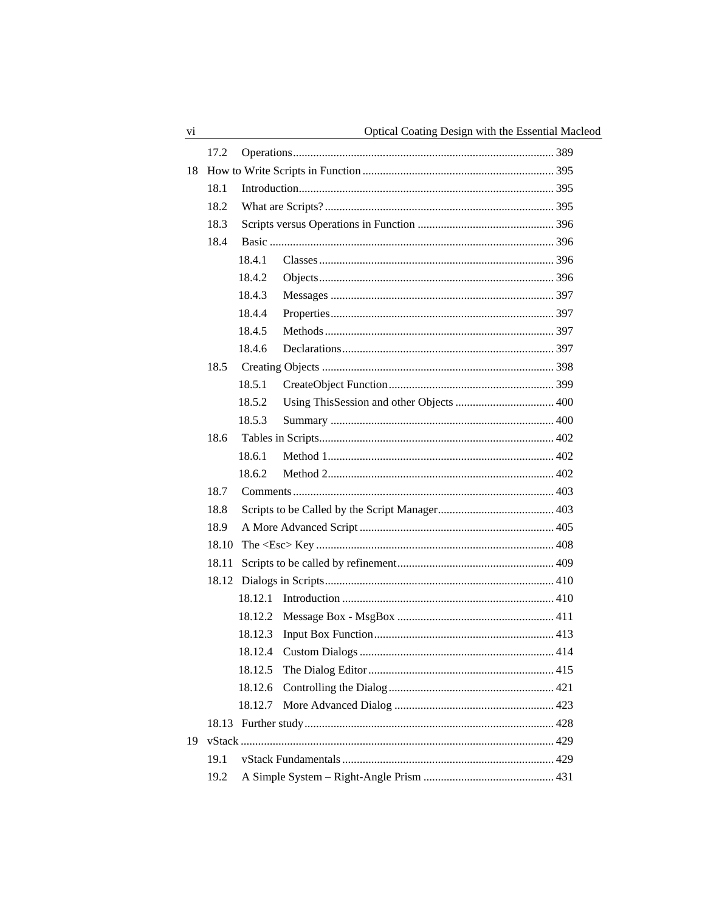- 17.2 Operations ..... 389
- 18 How to Write Scripts in Function ..... 395
  - 18.1 Introduction ..... 395
  - 18.2 What are Scripts? ..... 395
  - 18.3 Scripts versus Operations in Function ..... 396
  - 18.4 Basic ..... 396
    - 18.4.1 Classes ..... 396
    - 18.4.2 Objects ..... 396
    - 18.4.3 Messages ..... 397
    - 18.4.4 Properties ..... 397
    - 18.4.5 Methods ..... 397
    - 18.4.6 Declarations ..... 397
  - 18.5 Creating Objects ..... 398
    - 18.5.1 CreateObject Function ..... 399
    - 18.5.2 Using ThisSession and other Objects ..... 400
    - 18.5.3 Summary ..... 400
  - 18.6 Tables in Scripts ..... 402
    - 18.6.1 Method 1 ..... 402
    - 18.6.2 Method 2 ..... 402
  - 18.7 Comments ..... 403
  - 18.8 Scripts to be Called by the Script Manager ..... 403
  - 18.9 A More Advanced Script ..... 405
  - 18.10 The <Esc> Key ..... 408
  - 18.11 Scripts to be called by refinement ..... 409
  - 18.12 Dialogs in Scripts ..... 410
    - 18.12.1 Introduction ..... 410
    - 18.12.2 Message Box - MsgBox ..... 411
    - 18.12.3 Input Box Function ..... 413
    - 18.12.4 Custom Dialogs ..... 414
    - 18.12.5 The Dialog Editor ..... 415
    - 18.12.6 Controlling the Dialog ..... 421
    - 18.12.7 More Advanced Dialog ..... 423
  - 18.13 Further study ..... 428
- 19 vStack ..... 429
  - 19.1 vStack Fundamentals ..... 429
  - 19.2 A Simple System – Right-Angle Prism ..... 431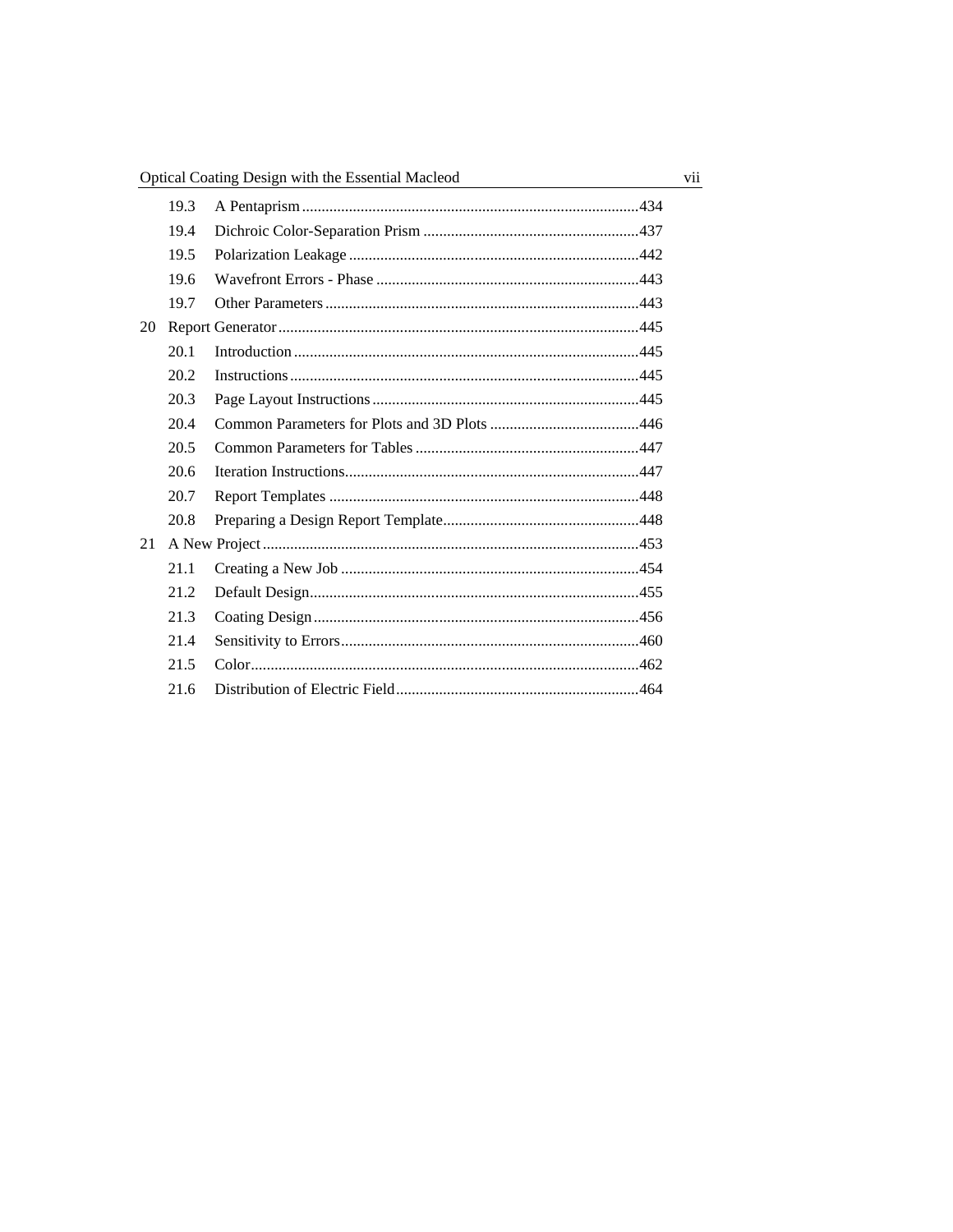| | | |
|---|---|---|
| 19.3 | A Pentaprism | 434 |
| 19.4 | Dichroic Color-Separation Prism | 437 |
| 19.5 | Polarization Leakage | 442 |
| 19.6 | Wavefront Errors - Phase | 443 |
| 19.7 | Other Parameters | 443 |
| 20 | Report Generator | 445 |
| 20.1 | Introduction | 445 |
| 20.2 | Instructions | 445 |
| 20.3 | Page Layout Instructions | 445 |
| 20.4 | Common Parameters for Plots and 3D Plots | 446 |
| 20.5 | Common Parameters for Tables | 447 |
| 20.6 | Iteration Instructions | 447 |
| 20.7 | Report Templates | 448 |
| 20.8 | Preparing a Design Report Template | 448 |
| 21 | A New Project | 453 |
| 21.1 | Creating a New Job | 454 |
| 21.2 | Default Design | 455 |
| 21.3 | Coating Design | 456 |
| 21.4 | Sensitivity to Errors | 460 |
| 21.5 | Color | 462 |
| 21.6 | Distribution of Electric Field | 464 |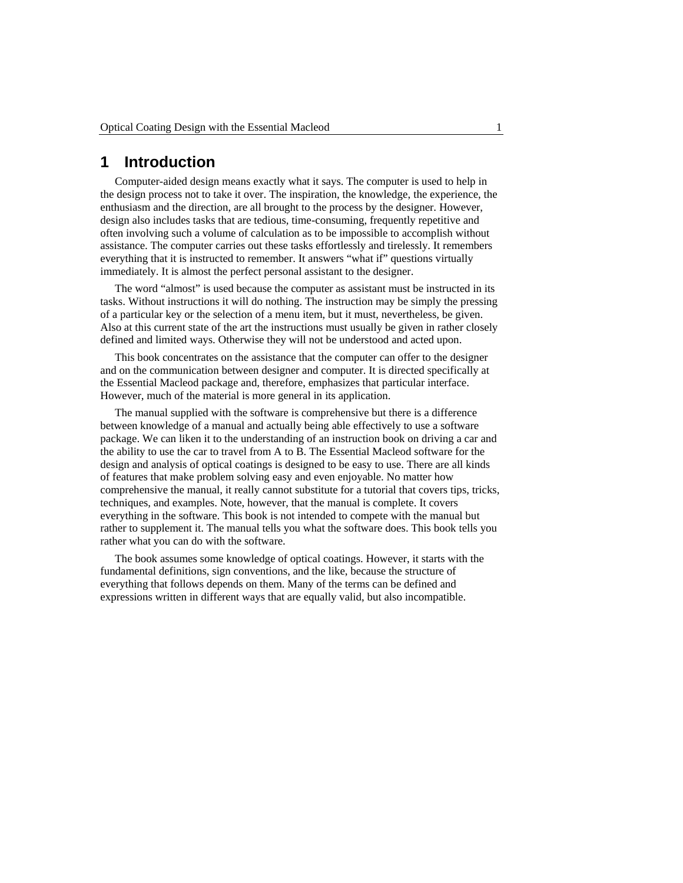# 1 Introduction

Computer-aided design means exactly what it says. The computer is used to help in the design process not to take it over. The inspiration, the knowledge, the experience, the enthusiasm and the direction, are all brought to the process by the designer. However, design also includes tasks that are tedious, time-consuming, frequently repetitive and often involving such a volume of calculation as to be impossible to accomplish without assistance. The computer carries out these tasks effortlessly and tirelessly. It remembers everything that it is instructed to remember. It answers "what if" questions virtually immediately. It is almost the perfect personal assistant to the designer.

The word "almost" is used because the computer as assistant must be instructed in its tasks. Without instructions it will do nothing. The instruction may be simply the pressing of a particular key or the selection of a menu item, but it must, nevertheless, be given. Also at this current state of the art the instructions must usually be given in rather closely defined and limited ways. Otherwise they will not be understood and acted upon.

This book concentrates on the assistance that the computer can offer to the designer and on the communication between designer and computer. It is directed specifically at the Essential Macleod package and, therefore, emphasizes that particular interface. However, much of the material is more general in its application.

The manual supplied with the software is comprehensive but there is a difference between knowledge of a manual and actually being able effectively to use a software package. We can liken it to the understanding of an instruction book on driving a car and the ability to use the car to travel from A to B. The Essential Macleod software for the design and analysis of optical coatings is designed to be easy to use. There are all kinds of features that make problem solving easy and even enjoyable. No matter how comprehensive the manual, it really cannot substitute for a tutorial that covers tips, tricks, techniques, and examples. Note, however, that the manual is complete. It covers everything in the software. This book is not intended to compete with the manual but rather to supplement it. The manual tells you what the software does. This book tells you rather what you can do with the software.

The book assumes some knowledge of optical coatings. However, it starts with the fundamental definitions, sign conventions, and the like, because the structure of everything that follows depends on them. Many of the terms can be defined and expressions written in different ways that are equally valid, but also incompatible.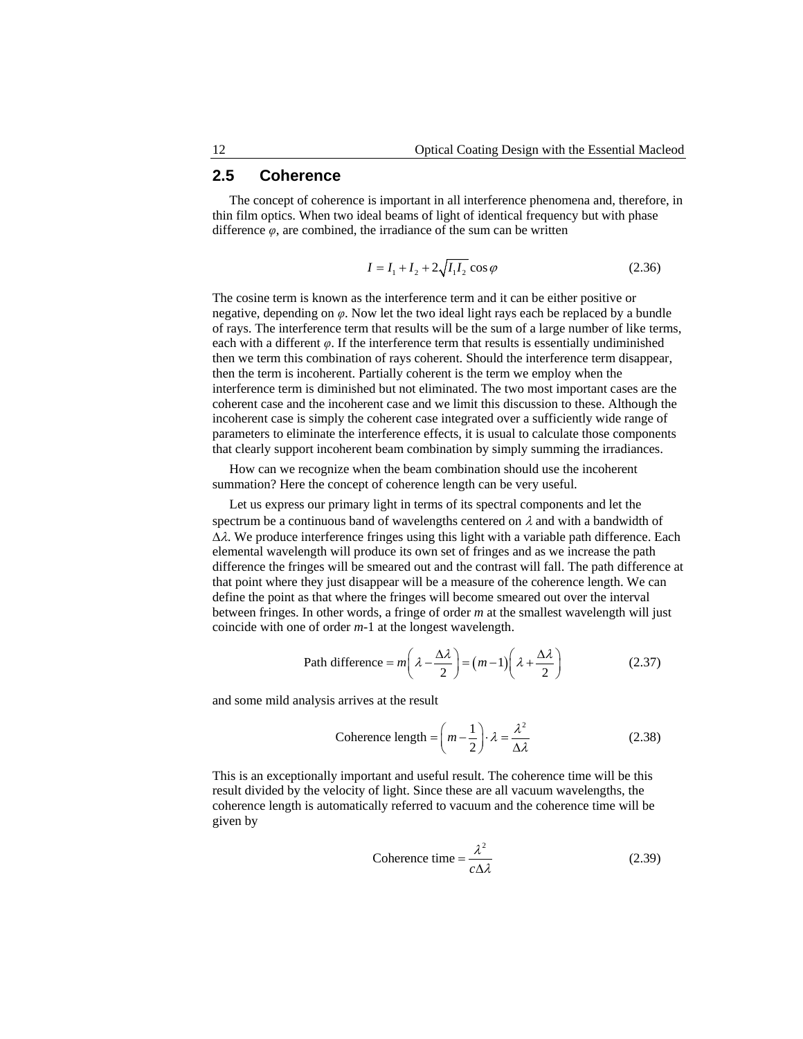## 2.5 Coherence

The concept of coherence is important in all interference phenomena and, therefore, in thin film optics. When two ideal beams of light of identical frequency but with phase difference $\varphi$, are combined, the irradiance of the sum can be written

$$I = I_1 + I_2 + 2\sqrt{I_1 I_2}\cos\varphi \tag{2.36}$$

The cosine term is known as the interference term and it can be either positive or negative, depending on $\varphi$. Now let the two ideal light rays each be replaced by a bundle of rays. The interference term that results will be the sum of a large number of like terms, each with a different $\varphi$. If the interference term that results is essentially undiminished then we term this combination of rays coherent. Should the interference term disappear, then the term is incoherent. Partially coherent is the term we employ when the interference term is diminished but not eliminated. The two most important cases are the coherent case and the incoherent case and we limit this discussion to these. Although the incoherent case is simply the coherent case integrated over a sufficiently wide range of parameters to eliminate the interference effects, it is usual to calculate those components that clearly support incoherent beam combination by simply summing the irradiances.

How can we recognize when the beam combination should use the incoherent summation? Here the concept of coherence length can be very useful.

Let us express our primary light in terms of its spectral components and let the spectrum be a continuous band of wavelengths centered on $\lambda$ and with a bandwidth of $\Delta\lambda$. We produce interference fringes using this light with a variable path difference. Each elemental wavelength will produce its own set of fringes and as we increase the path difference the fringes will be smeared out and the contrast will fall. The path difference at that point where they just disappear will be a measure of the coherence length. We can define the point as that where the fringes will become smeared out over the interval between fringes. In other words, a fringe of order *m* at the smallest wavelength will just coincide with one of order *m*-1 at the longest wavelength.

$$\text{Path difference} = m\left(\lambda - \frac{\Delta\lambda}{2}\right) = (m-1)\left(\lambda + \frac{\Delta\lambda}{2}\right) \tag{2.37}$$

and some mild analysis arrives at the result

$$\text{Coherence length} = \left(m - \frac{1}{2}\right)\cdot\lambda = \frac{\lambda^2}{\Delta\lambda} \tag{2.38}$$

This is an exceptionally important and useful result. The coherence time will be this result divided by the velocity of light. Since these are all vacuum wavelengths, the coherence length is automatically referred to vacuum and the coherence time will be given by

$$\text{Coherence time} = \frac{\lambda^2}{c\Delta\lambda} \tag{2.39}$$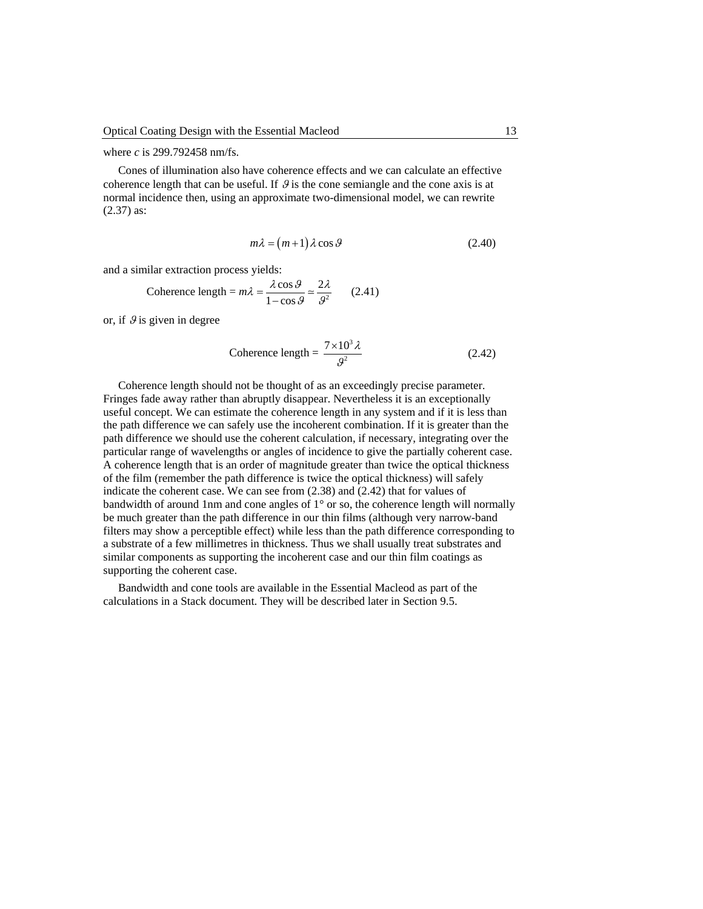where $c$ is 299.792458 nm/fs.

Cones of illumination also have coherence effects and we can calculate an effective coherence length that can be useful. If $\vartheta$ is the cone semiangle and the cone axis is at normal incidence then, using an approximate two-dimensional model, we can rewrite (2.37) as:

$$m\lambda = (m+1)\lambda\cos\vartheta \tag{2.40}$$

and a similar extraction process yields:

$$\text{Coherence length} = m\lambda = \frac{\lambda\cos\vartheta}{1-\cos\vartheta} \simeq \frac{2\lambda}{\vartheta^2} \tag{2.41}$$

or, if $\vartheta$ is given in degree

$$\text{Coherence length} = \frac{7\times10^3\,\lambda}{\vartheta^2} \tag{2.42}$$

Coherence length should not be thought of as an exceedingly precise parameter. Fringes fade away rather than abruptly disappear. Nevertheless it is an exceptionally useful concept. We can estimate the coherence length in any system and if it is less than the path difference we can safely use the incoherent combination. If it is greater than the path difference we should use the coherent calculation, if necessary, integrating over the particular range of wavelengths or angles of incidence to give the partially coherent case. A coherence length that is an order of magnitude greater than twice the optical thickness of the film (remember the path difference is twice the optical thickness) will safely indicate the coherent case. We can see from (2.38) and (2.42) that for values of bandwidth of around 1nm and cone angles of 1° or so, the coherence length will normally be much greater than the path difference in our thin films (although very narrow-band filters may show a perceptible effect) while less than the path difference corresponding to a substrate of a few millimetres in thickness. Thus we shall usually treat substrates and similar components as supporting the incoherent case and our thin film coatings as supporting the coherent case.

Bandwidth and cone tools are available in the Essential Macleod as part of the calculations in a Stack document. They will be described later in Section 9.5.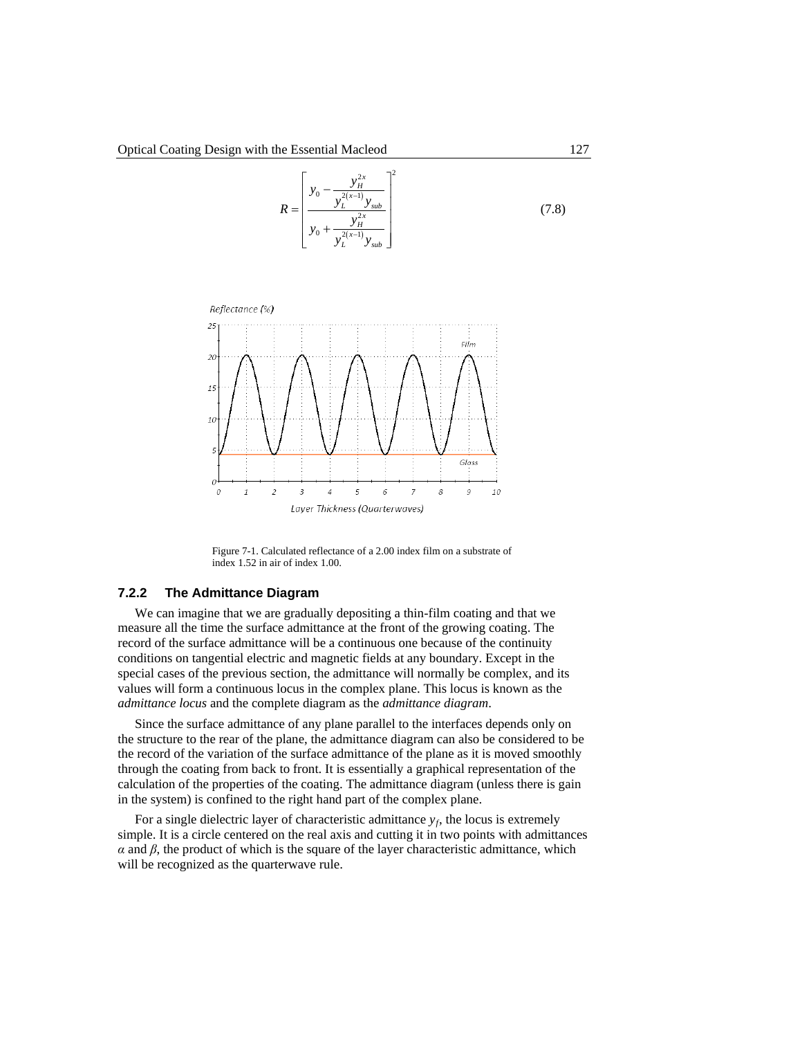$$R = \left[ \frac{y_0 - \dfrac{y_H^{2x}}{y_L^{2(x-1)} y_{sub}}}{y_0 + \dfrac{y_H^{2x}}{y_L^{2(x-1)} y_{sub}}} \right]^2 \tag{7.8}$$

Figure 7-1. Calculated reflectance of a 2.00 index film on a substrate of index 1.52 in air of index 1.00.

### 7.2.2 The Admittance Diagram

We can imagine that we are gradually depositing a thin-film coating and that we measure all the time the surface admittance at the front of the growing coating. The record of the surface admittance will be a continuous one because of the continuity conditions on tangential electric and magnetic fields at any boundary. Except in the special cases of the previous section, the admittance will normally be complex, and its values will form a continuous locus in the complex plane. This locus is known as the *admittance locus* and the complete diagram as the *admittance diagram*.

Since the surface admittance of any plane parallel to the interfaces depends only on the structure to the rear of the plane, the admittance diagram can also be considered to be the record of the variation of the surface admittance of the plane as it is moved smoothly through the coating from back to front. It is essentially a graphical representation of the calculation of the properties of the coating. The admittance diagram (unless there is gain in the system) is confined to the right hand part of the complex plane.

For a single dielectric layer of characteristic admittance $y_f$, the locus is extremely simple. It is a circle centered on the real axis and cutting it in two points with admittances $\alpha$ and $\beta$, the product of which is the square of the layer characteristic admittance, which will be recognized as the quarterwave rule.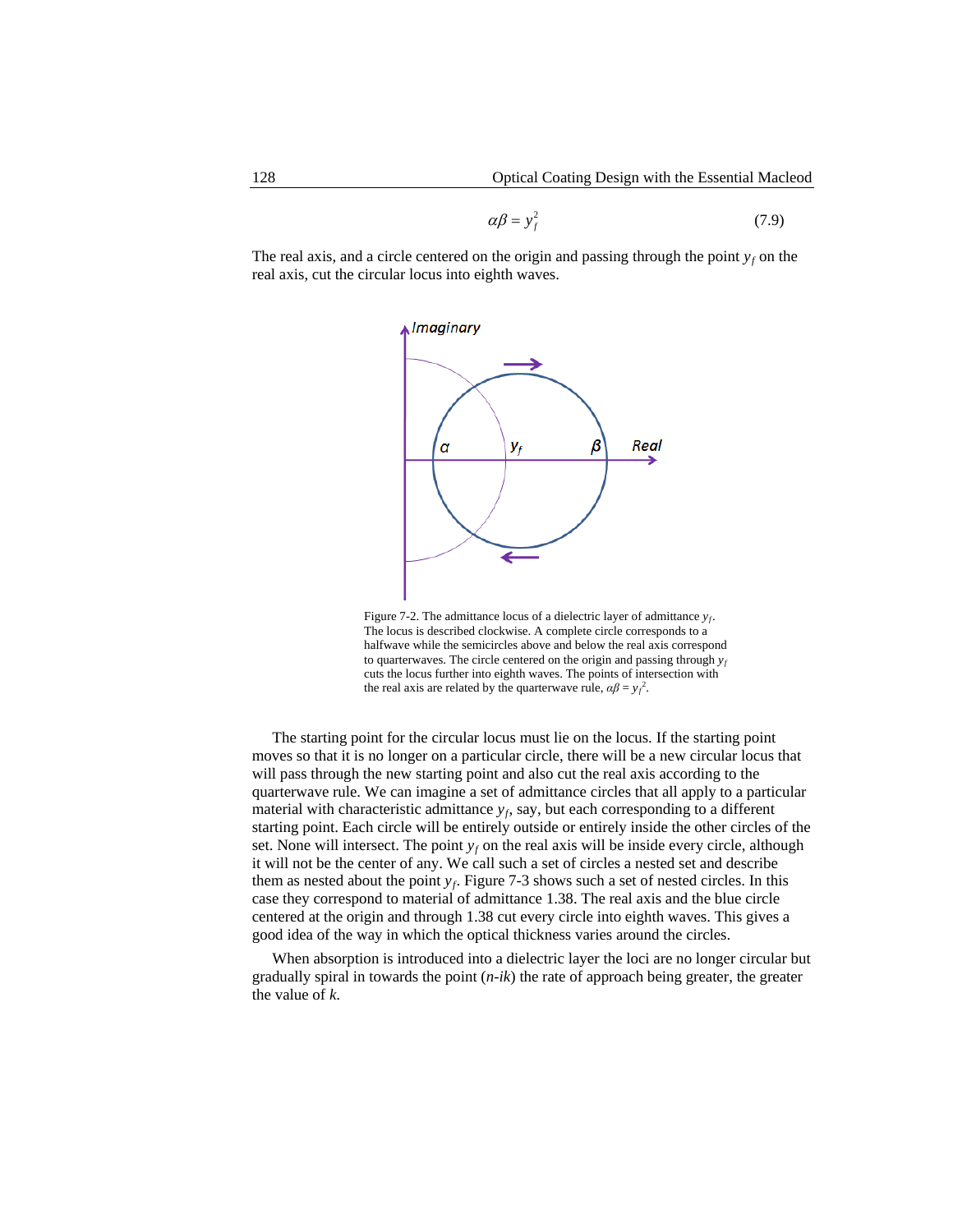$$\alpha\beta = y_f^2 \tag{7.9}$$

The real axis, and a circle centered on the origin and passing through the point $y_f$ on the real axis, cut the circular locus into eighth waves.

Figure 7-2. The admittance locus of a dielectric layer of admittance $y_f$. The locus is described clockwise. A complete circle corresponds to a halfwave while the semicircles above and below the real axis correspond to quarterwaves. The circle centered on the origin and passing through $y_f$ cuts the locus further into eighth waves. The points of intersection with the real axis are related by the quarterwave rule, $\alpha\beta = y_f^2$.

The starting point for the circular locus must lie on the locus. If the starting point moves so that it is no longer on a particular circle, there will be a new circular locus that will pass through the new starting point and also cut the real axis according to the quarterwave rule. We can imagine a set of admittance circles that all apply to a particular material with characteristic admittance $y_f$, say, but each corresponding to a different starting point. Each circle will be entirely outside or entirely inside the other circles of the set. None will intersect. The point $y_f$ on the real axis will be inside every circle, although it will not be the center of any. We call such a set of circles a nested set and describe them as nested about the point $y_f$. Figure 7-3 shows such a set of nested circles. In this case they correspond to material of admittance 1.38. The real axis and the blue circle centered at the origin and through 1.38 cut every circle into eighth waves. This gives a good idea of the way in which the optical thickness varies around the circles.

When absorption is introduced into a dielectric layer the loci are no longer circular but gradually spiral in towards the point ($n$-$ik$) the rate of approach being greater, the greater the value of $k$.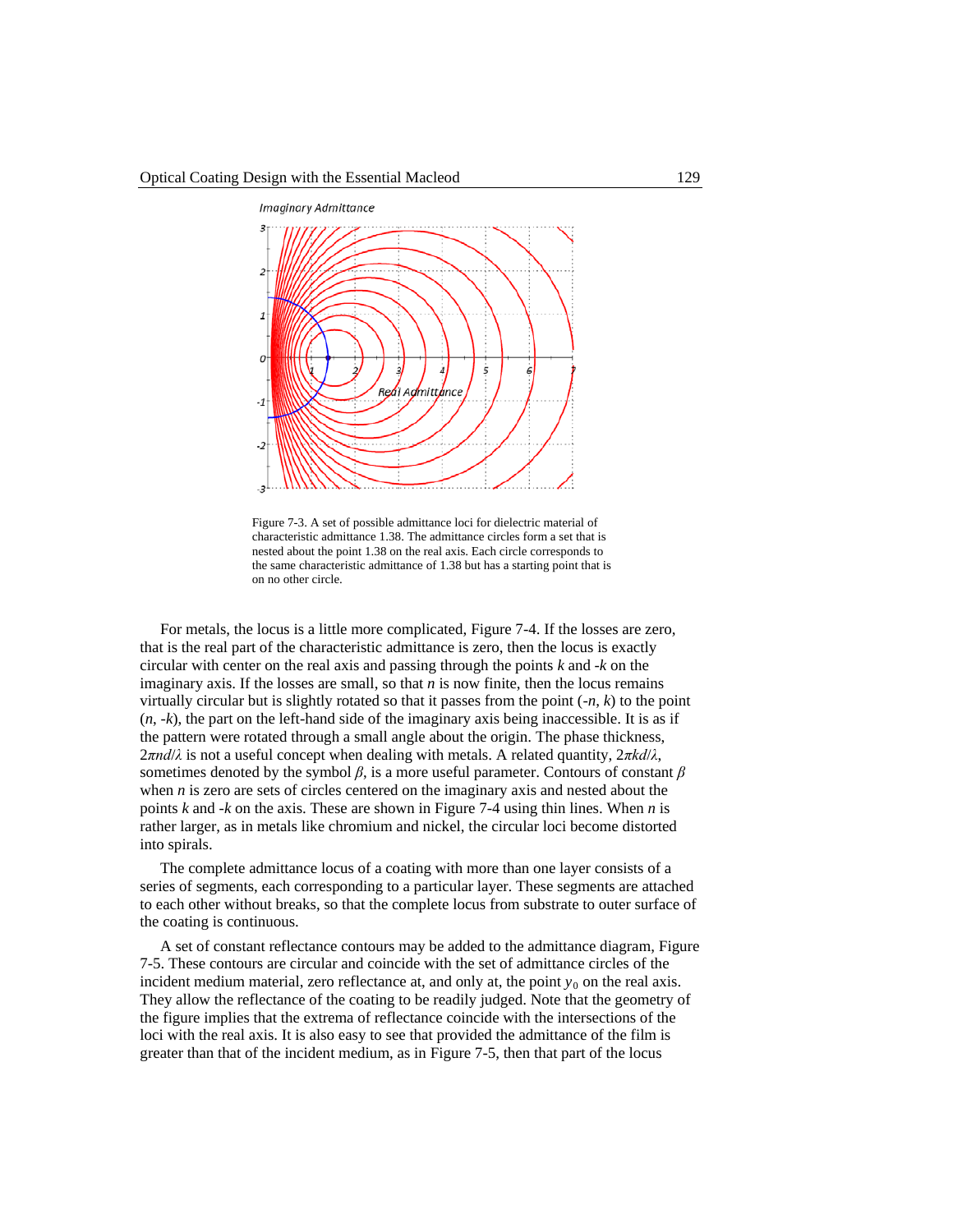Figure 7-3. A set of possible admittance loci for dielectric material of characteristic admittance 1.38. The admittance circles form a set that is nested about the point 1.38 on the real axis. Each circle corresponds to the same characteristic admittance of 1.38 but has a starting point that is on no other circle.

For metals, the locus is a little more complicated, Figure 7-4. If the losses are zero, that is the real part of the characteristic admittance is zero, then the locus is exactly circular with center on the real axis and passing through the points $k$ and $-k$ on the imaginary axis. If the losses are small, so that $n$ is now finite, then the locus remains virtually circular but is slightly rotated so that it passes from the point $(-n, k)$ to the point $(n, -k)$, the part on the left-hand side of the imaginary axis being inaccessible. It is as if the pattern were rotated through a small angle about the origin. The phase thickness, $2\pi nd/\lambda$ is not a useful concept when dealing with metals. A related quantity, $2\pi kd/\lambda$, sometimes denoted by the symbol $\beta$, is a more useful parameter. Contours of constant $\beta$ when $n$ is zero are sets of circles centered on the imaginary axis and nested about the points $k$ and $-k$ on the axis. These are shown in Figure 7-4 using thin lines. When $n$ is rather larger, as in metals like chromium and nickel, the circular loci become distorted into spirals.

The complete admittance locus of a coating with more than one layer consists of a series of segments, each corresponding to a particular layer. These segments are attached to each other without breaks, so that the complete locus from substrate to outer surface of the coating is continuous.

A set of constant reflectance contours may be added to the admittance diagram, Figure 7-5. These contours are circular and coincide with the set of admittance circles of the incident medium material, zero reflectance at, and only at, the point $y_0$ on the real axis. They allow the reflectance of the coating to be readily judged. Note that the geometry of the figure implies that the extrema of reflectance coincide with the intersections of the loci with the real axis. It is also easy to see that provided the admittance of the film is greater than that of the incident medium, as in Figure 7-5, then that part of the locus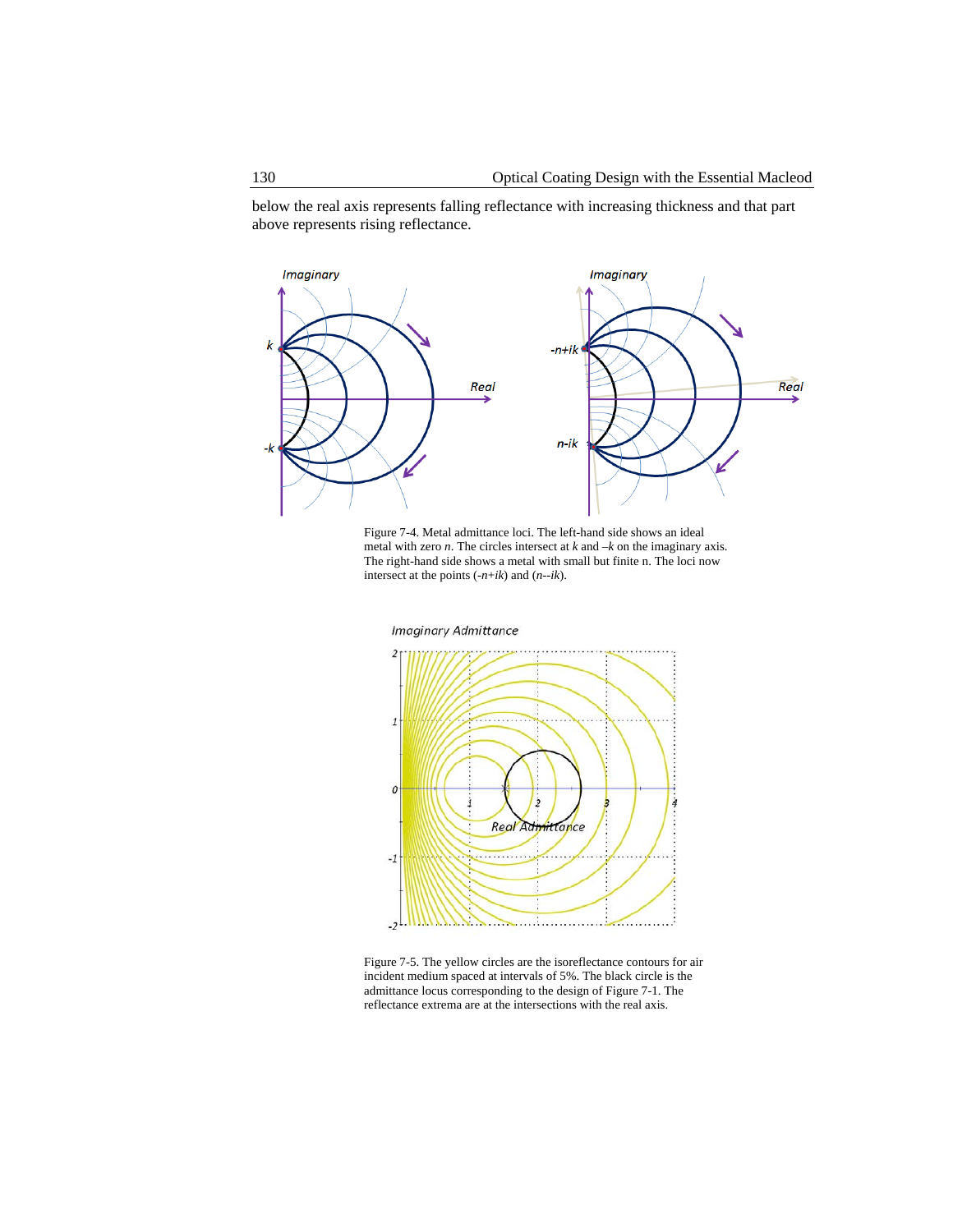below the real axis represents falling reflectance with increasing thickness and that part above represents rising reflectance.

Figure 7-4. Metal admittance loci. The left-hand side shows an ideal metal with zero *n*. The circles intersect at *k* and –*k* on the imaginary axis. The right-hand side shows a metal with small but finite n. The loci now intersect at the points (-*n*+*ik*) and (*n*--*ik*).

Figure 7-5. The yellow circles are the isoreflectance contours for air incident medium spaced at intervals of 5%. The black circle is the admittance locus corresponding to the design of Figure 7-1. The reflectance extrema are at the intersections with the real axis.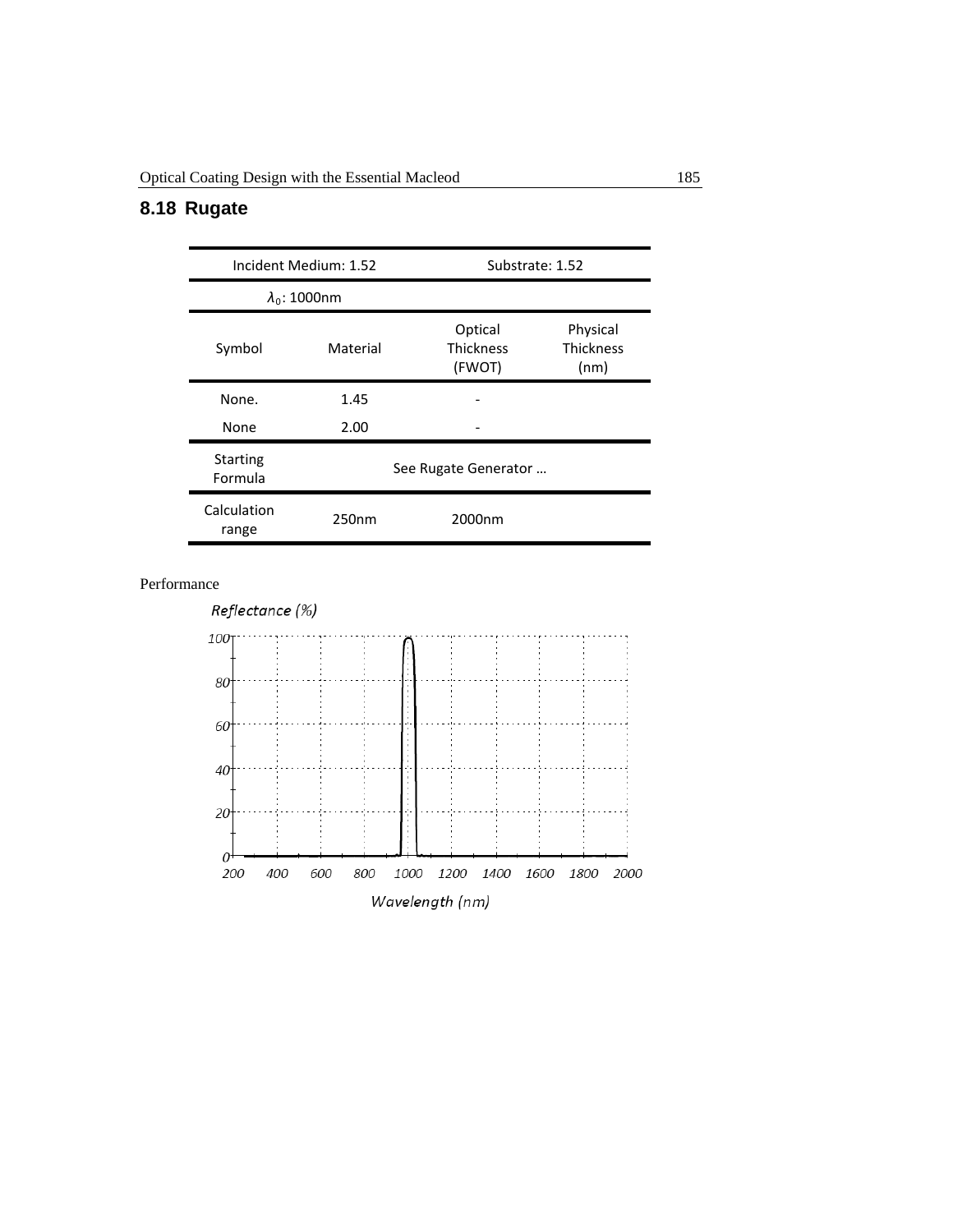## 8.18 Rugate

| Incident Medium: 1.52 | | Substrate: 1.52 | |
|---|---|---|---|
| $\lambda_0$: 1000nm | | | |
| Symbol | Material | Optical Thickness (FWOT) | Physical Thickness (nm) |
| None. | 1.45 | - | |
| None | 2.00 | - | |
| Starting Formula | See Rugate Generator … | | |
| Calculation range | 250nm | 2000nm | |

Performance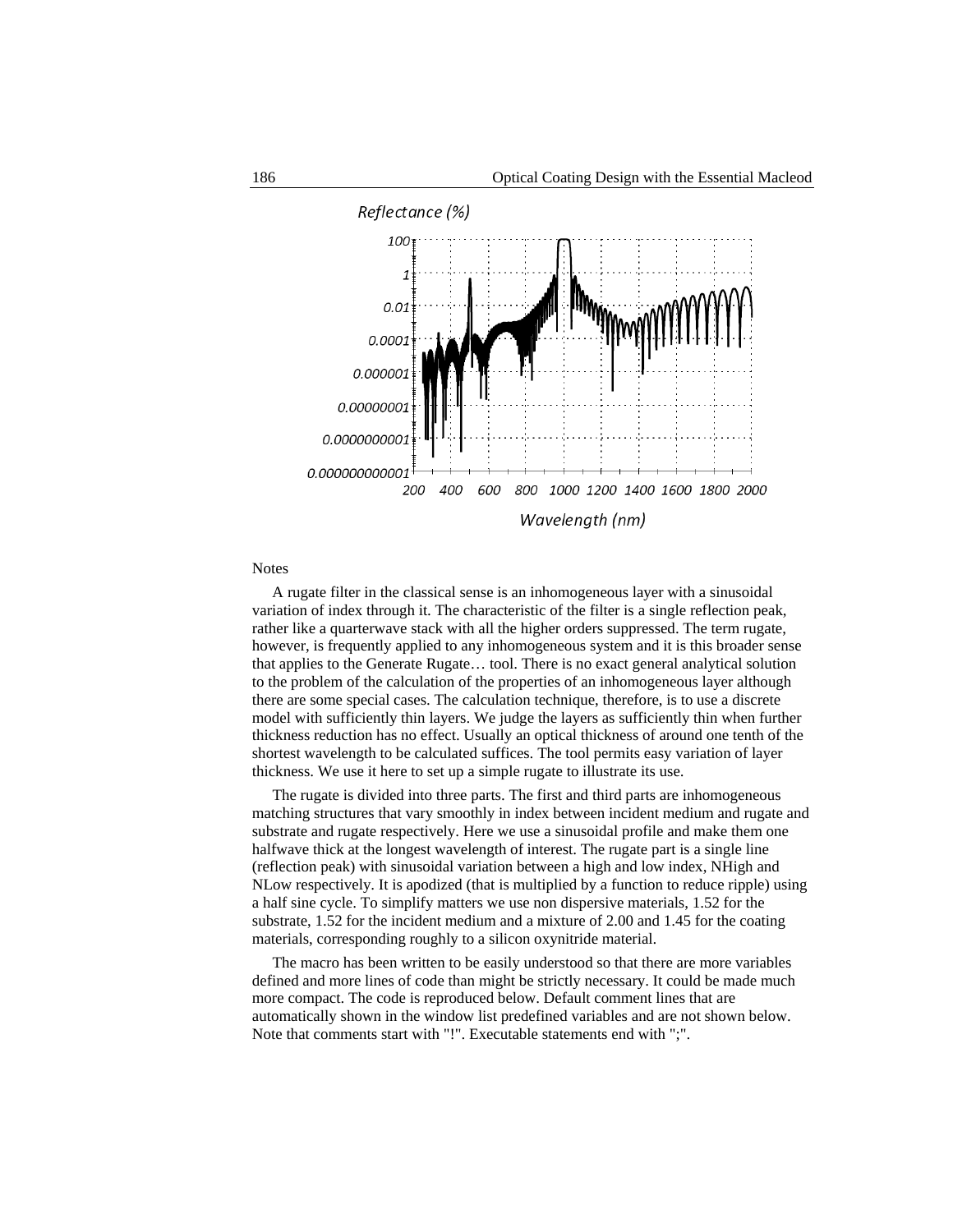Notes

A rugate filter in the classical sense is an inhomogeneous layer with a sinusoidal variation of index through it. The characteristic of the filter is a single reflection peak, rather like a quarterwave stack with all the higher orders suppressed. The term rugate, however, is frequently applied to any inhomogeneous system and it is this broader sense that applies to the Generate Rugate… tool. There is no exact general analytical solution to the problem of the calculation of the properties of an inhomogeneous layer although there are some special cases. The calculation technique, therefore, is to use a discrete model with sufficiently thin layers. We judge the layers as sufficiently thin when further thickness reduction has no effect. Usually an optical thickness of around one tenth of the shortest wavelength to be calculated suffices. The tool permits easy variation of layer thickness. We use it here to set up a simple rugate to illustrate its use.

The rugate is divided into three parts. The first and third parts are inhomogeneous matching structures that vary smoothly in index between incident medium and rugate and substrate and rugate respectively. Here we use a sinusoidal profile and make them one halfwave thick at the longest wavelength of interest. The rugate part is a single line (reflection peak) with sinusoidal variation between a high and low index, NHigh and NLow respectively. It is apodized (that is multiplied by a function to reduce ripple) using a half sine cycle. To simplify matters we use non dispersive materials, 1.52 for the substrate, 1.52 for the incident medium and a mixture of 2.00 and 1.45 for the coating materials, corresponding roughly to a silicon oxynitride material.

The macro has been written to be easily understood so that there are more variables defined and more lines of code than might be strictly necessary. It could be made much more compact. The code is reproduced below. Default comment lines that are automatically shown in the window list predefined variables and are not shown below. Note that comments start with "!". Executable statements end with ";".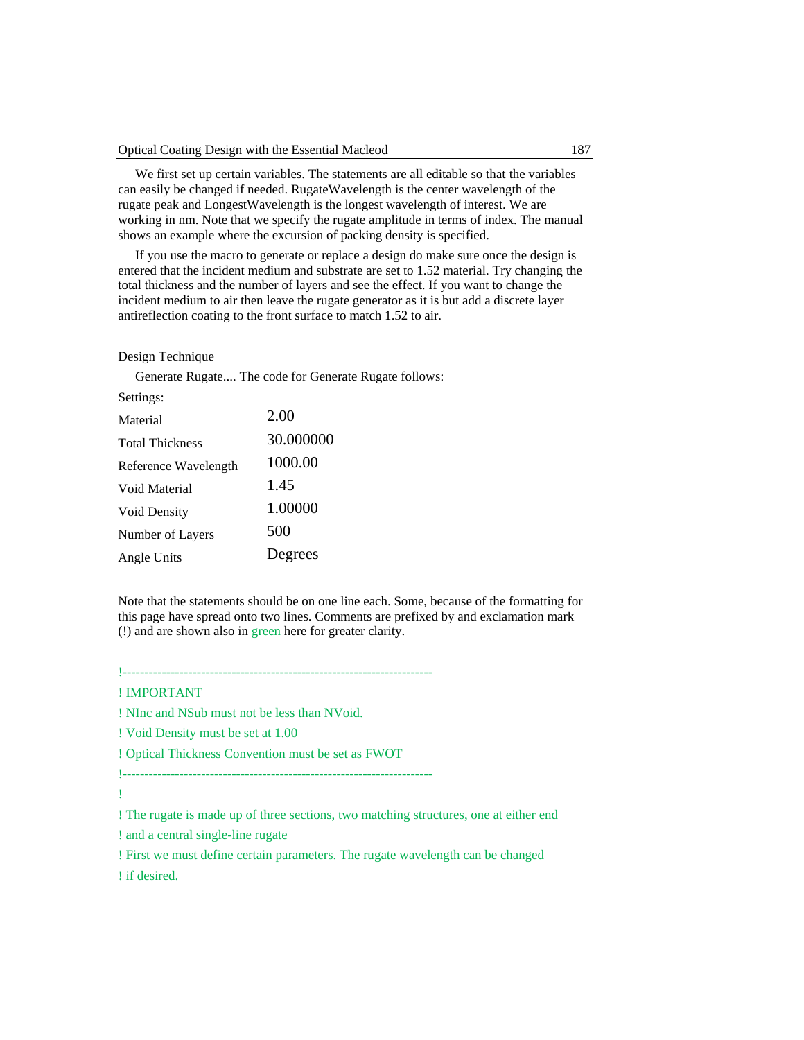We first set up certain variables. The statements are all editable so that the variables can easily be changed if needed. RugateWavelength is the center wavelength of the rugate peak and LongestWavelength is the longest wavelength of interest. We are working in nm. Note that we specify the rugate amplitude in terms of index. The manual shows an example where the excursion of packing density is specified.

If you use the macro to generate or replace a design do make sure once the design is entered that the incident medium and substrate are set to 1.52 material. Try changing the total thickness and the number of layers and see the effect. If you want to change the incident medium to air then leave the rugate generator as it is but add a discrete layer antireflection coating to the front surface to match 1.52 to air.

Design Technique

Generate Rugate.... The code for Generate Rugate follows:

Settings:

| | |
|---|---|
| Material | 2.00 |
| Total Thickness | 30.000000 |
| Reference Wavelength | 1000.00 |
| Void Material | 1.45 |
| Void Density | 1.00000 |
| Number of Layers | 500 |
| Angle Units | Degrees |

Note that the statements should be on one line each. Some, because of the formatting for this page have spread onto two lines. Comments are prefixed by and exclamation mark (!) and are shown also in green here for greater clarity.

```
!---------------------------------------------------------------------
! IMPORTANT
! NInc and NSub must not be less than NVoid.
! Void Density must be set at 1.00
! Optical Thickness Convention must be set as FWOT
!---------------------------------------------------------------------
!
! The rugate is made up of three sections, two matching structures, one at either end
! and a central single-line rugate
! First we must define certain parameters. The rugate wavelength can be changed
! if desired.
```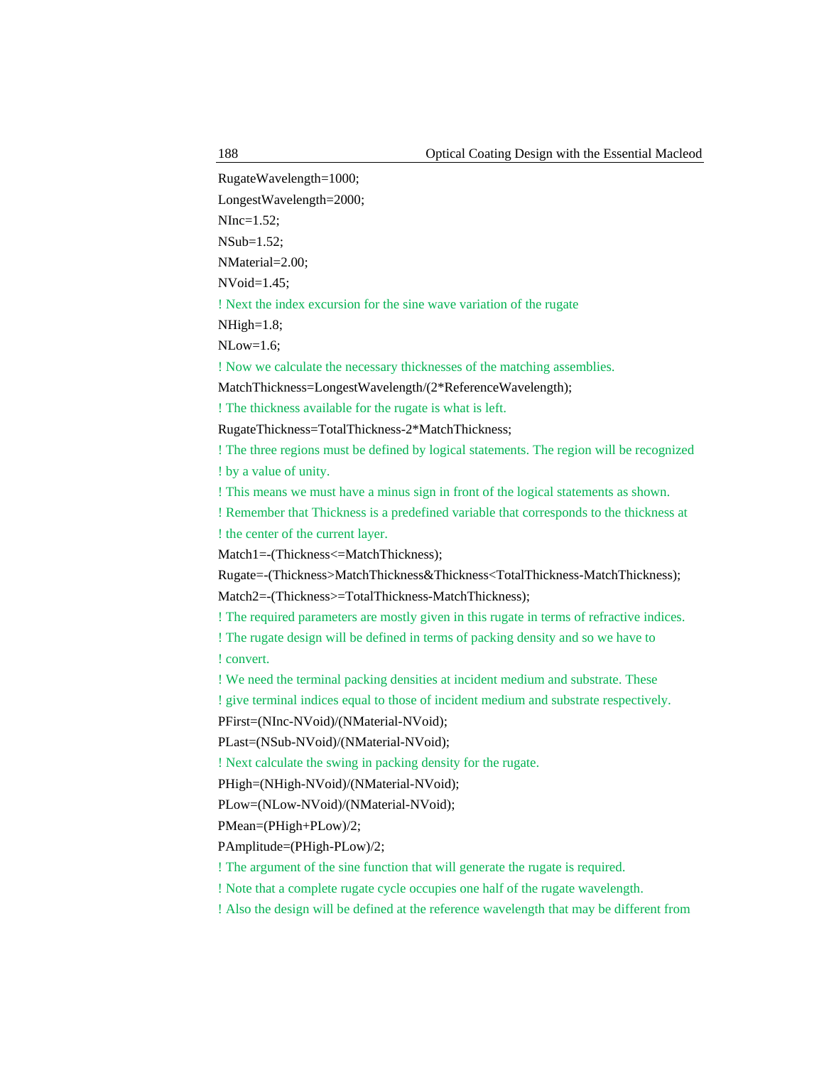```
RugateWavelength=1000;
LongestWavelength=2000;
NInc=1.52;
NSub=1.52;
NMaterial=2.00;
NVoid=1.45;
! Next the index excursion for the sine wave variation of the rugate
NHigh=1.8;
NLow=1.6;
! Now we calculate the necessary thicknesses of the matching assemblies.
MatchThickness=LongestWavelength/(2*ReferenceWavelength);
! The thickness available for the rugate is what is left.
RugateThickness=TotalThickness-2*MatchThickness;
! The three regions must be defined by logical statements. The region will be recognized
! by a value of unity.
! This means we must have a minus sign in front of the logical statements as shown.
! Remember that Thickness is a predefined variable that corresponds to the thickness at
! the center of the current layer.
Match1=-(Thickness<=MatchThickness);
Rugate=-(Thickness>MatchThickness&Thickness<TotalThickness-MatchThickness);
Match2=-(Thickness>=TotalThickness-MatchThickness);
! The required parameters are mostly given in this rugate in terms of refractive indices.
! The rugate design will be defined in terms of packing density and so we have to
! convert.
! We need the terminal packing densities at incident medium and substrate. These
! give terminal indices equal to those of incident medium and substrate respectively.
PFirst=(NInc-NVoid)/(NMaterial-NVoid);
PLast=(NSub-NVoid)/(NMaterial-NVoid);
! Next calculate the swing in packing density for the rugate.
PHigh=(NHigh-NVoid)/(NMaterial-NVoid);
PLow=(NLow-NVoid)/(NMaterial-NVoid);
PMean=(PHigh+PLow)/2;
PAmplitude=(PHigh-PLow)/2;
! The argument of the sine function that will generate the rugate is required.
! Note that a complete rugate cycle occupies one half of the rugate wavelength.
! Also the design will be defined at the reference wavelength that may be different from
```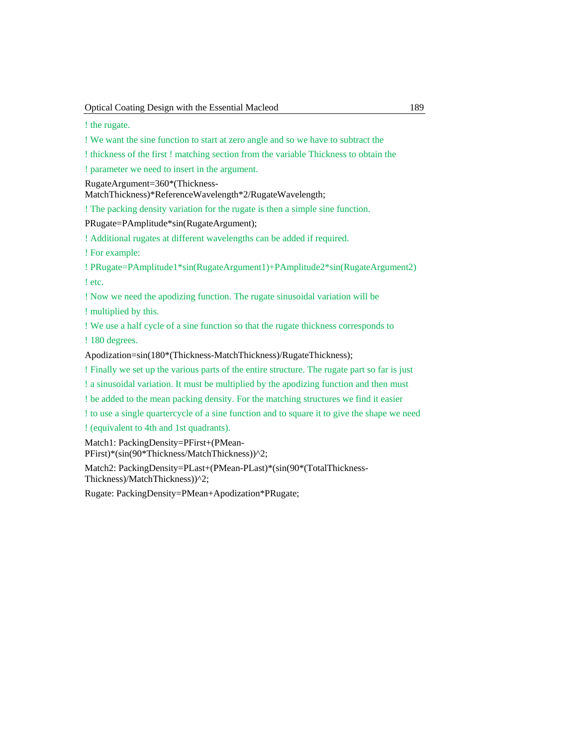```
! the rugate.
! We want the sine function to start at zero angle and so we have to subtract the
! thickness of the first ! matching section from the variable Thickness to obtain the
! parameter we need to insert in the argument.
RugateArgument=360*(Thickness-MatchThickness)*ReferenceWavelength*2/RugateWavelength;
! The packing density variation for the rugate is then a simple sine function.
PRugate=PAmplitude*sin(RugateArgument);
! Additional rugates at different wavelengths can be added if required.
! For example:
! PRugate=PAmplitude1*sin(RugateArgument1)+PAmplitude2*sin(RugateArgument2)
! etc.
! Now we need the apodizing function. The rugate sinusoidal variation will be
! multiplied by this.
! We use a half cycle of a sine function so that the rugate thickness corresponds to
! 180 degrees.
Apodization=sin(180*(Thickness-MatchThickness)/RugateThickness);
! Finally we set up the various parts of the entire structure. The rugate part so far is just
! a sinusoidal variation. It must be multiplied by the apodizing function and then must
! be added to the mean packing density. For the matching structures we find it easier
! to use a single quartercycle of a sine function and to square it to give the shape we need
! (equivalent to 4th and 1st quadrants).
Match1: PackingDensity=PFirst+(PMean-PFirst)*(sin(90*Thickness/MatchThickness))^2;
Match2: PackingDensity=PLast+(PMean-PLast)*(sin(90*(TotalThickness-Thickness)/MatchThickness))^2;
Rugate: PackingDensity=PMean+Apodization*PRugate;
```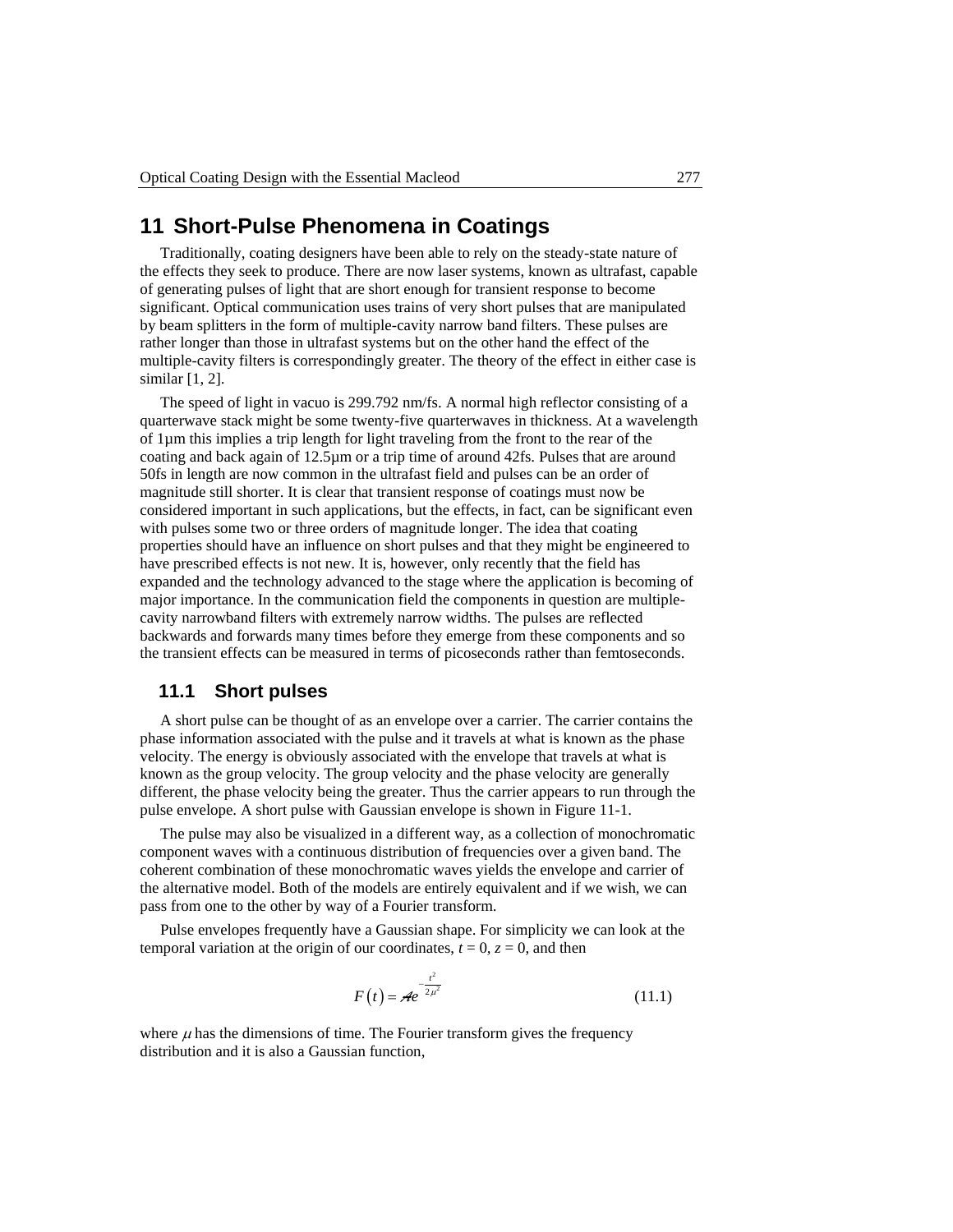# 11 Short-Pulse Phenomena in Coatings

Traditionally, coating designers have been able to rely on the steady-state nature of the effects they seek to produce. There are now laser systems, known as ultrafast, capable of generating pulses of light that are short enough for transient response to become significant. Optical communication uses trains of very short pulses that are manipulated by beam splitters in the form of multiple-cavity narrow band filters. These pulses are rather longer than those in ultrafast systems but on the other hand the effect of the multiple-cavity filters is correspondingly greater. The theory of the effect in either case is similar [1, 2].

The speed of light in vacuo is 299.792 nm/fs. A normal high reflector consisting of a quarterwave stack might be some twenty-five quarterwaves in thickness. At a wavelength of 1µm this implies a trip length for light traveling from the front to the rear of the coating and back again of 12.5µm or a trip time of around 42fs. Pulses that are around 50fs in length are now common in the ultrafast field and pulses can be an order of magnitude still shorter. It is clear that transient response of coatings must now be considered important in such applications, but the effects, in fact, can be significant even with pulses some two or three orders of magnitude longer. The idea that coating properties should have an influence on short pulses and that they might be engineered to have prescribed effects is not new. It is, however, only recently that the field has expanded and the technology advanced to the stage where the application is becoming of major importance. In the communication field the components in question are multiple-cavity narrowband filters with extremely narrow widths. The pulses are reflected backwards and forwards many times before they emerge from these components and so the transient effects can be measured in terms of picoseconds rather than femtoseconds.

## 11.1 Short pulses

A short pulse can be thought of as an envelope over a carrier. The carrier contains the phase information associated with the pulse and it travels at what is known as the phase velocity. The energy is obviously associated with the envelope that travels at what is known as the group velocity. The group velocity and the phase velocity are generally different, the phase velocity being the greater. Thus the carrier appears to run through the pulse envelope. A short pulse with Gaussian envelope is shown in Figure 11-1.

The pulse may also be visualized in a different way, as a collection of monochromatic component waves with a continuous distribution of frequencies over a given band. The coherent combination of these monochromatic waves yields the envelope and carrier of the alternative model. Both of the models are entirely equivalent and if we wish, we can pass from one to the other by way of a Fourier transform.

Pulse envelopes frequently have a Gaussian shape. For simplicity we can look at the temporal variation at the origin of our coordinates, $t = 0$, $z = 0$, and then

$$F(t) = \mathcal{A}e^{-\frac{t^2}{2\mu^2}} \tag{11.1}$$

where $\mu$ has the dimensions of time. The Fourier transform gives the frequency distribution and it is also a Gaussian function,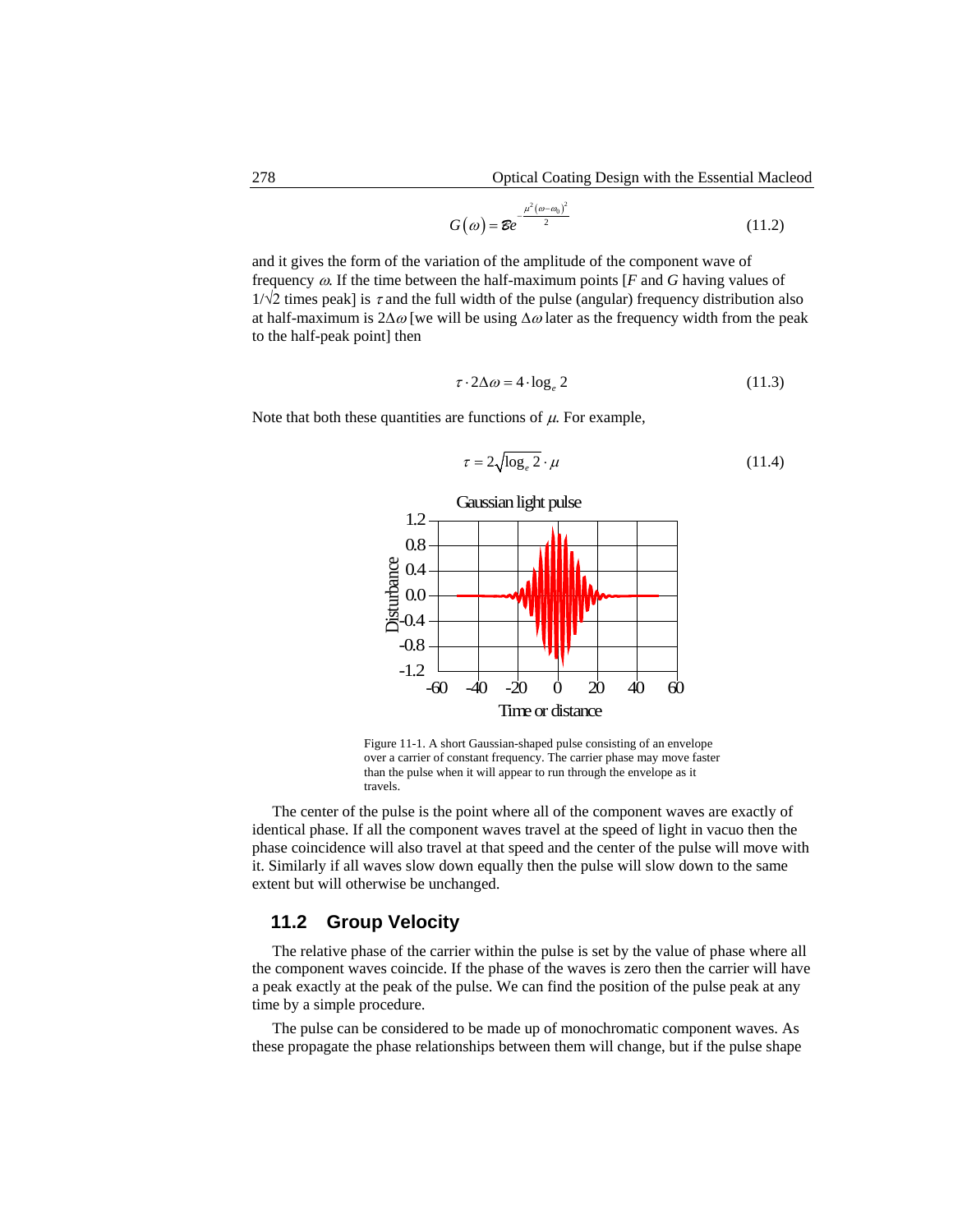$$G(\omega) = \mathcal{B}e^{-\frac{\mu^2(\omega-\omega_0)^2}{2}} \tag{11.2}$$

and it gives the form of the variation of the amplitude of the component wave of frequency $\omega$. If the time between the half-maximum points [$F$ and $G$ having values of $1/\sqrt{2}$ times peak] is $\tau$ and the full width of the pulse (angular) frequency distribution also at half-maximum is $2\Delta\omega$ [we will be using $\Delta\omega$ later as the frequency width from the peak to the half-peak point] then

$$\tau \cdot 2\Delta\omega = 4 \cdot \log_e 2 \tag{11.3}$$

Note that both these quantities are functions of $\mu$. For example,

$$\tau = 2\sqrt{\log_e 2} \cdot \mu \tag{11.4}$$

Figure 11-1. A short Gaussian-shaped pulse consisting of an envelope over a carrier of constant frequency. The carrier phase may move faster than the pulse when it will appear to run through the envelope as it travels.

The center of the pulse is the point where all of the component waves are exactly of identical phase. If all the component waves travel at the speed of light in vacuo then the phase coincidence will also travel at that speed and the center of the pulse will move with it. Similarly if all waves slow down equally then the pulse will slow down to the same extent but will otherwise be unchanged.

## 11.2 Group Velocity

The relative phase of the carrier within the pulse is set by the value of phase where all the component waves coincide. If the phase of the waves is zero then the carrier will have a peak exactly at the peak of the pulse. We can find the position of the pulse peak at any time by a simple procedure.

The pulse can be considered to be made up of monochromatic component waves. As these propagate the phase relationships between them will change, but if the pulse shape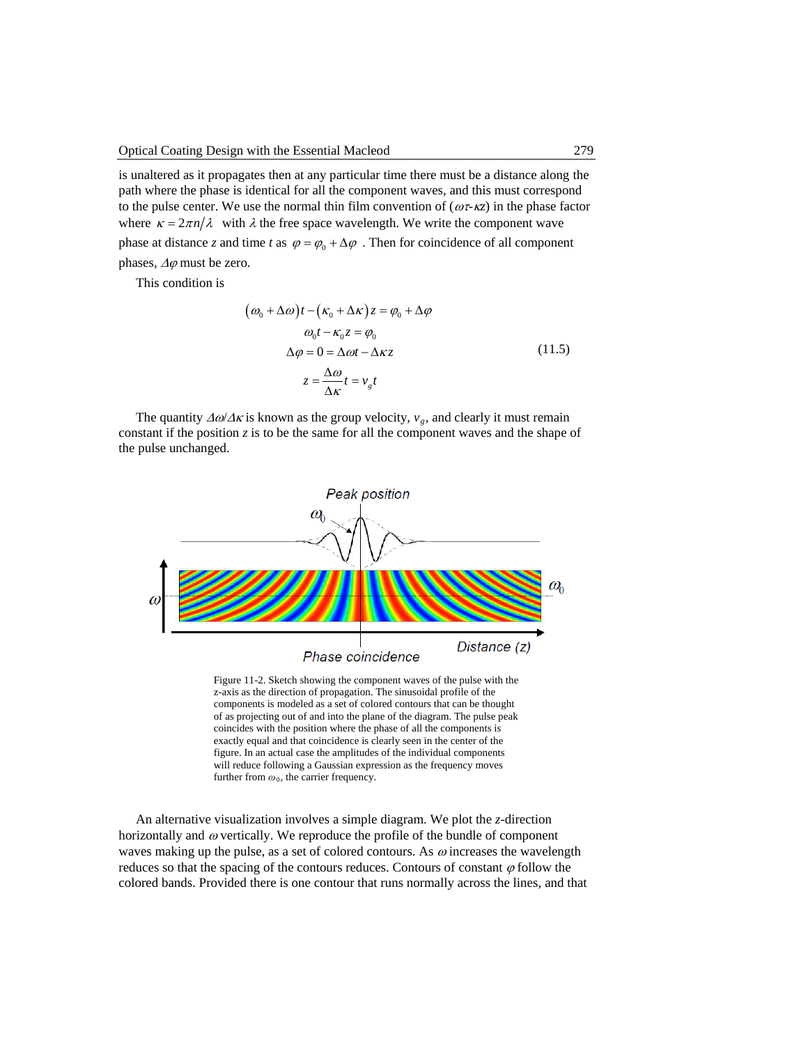is unaltered as it propagates then at any particular time there must be a distance along the path where the phase is identical for all the component waves, and this must correspond to the pulse center. We use the normal thin film convention of ($\omega\tau$-$\kappa z$) in the phase factor where $\kappa = 2\pi n/\lambda$ with $\lambda$ the free space wavelength. We write the component wave phase at distance $z$ and time $t$ as $\varphi = \varphi_0 + \Delta\varphi$ . Then for coincidence of all component phases, $\Delta\varphi$ must be zero.

This condition is

$$
\begin{aligned}
(\omega_0 + \Delta\omega)t - (\kappa_0 + \Delta\kappa)z &= \varphi_0 + \Delta\varphi \\
\omega_0 t - \kappa_0 z &= \varphi_0 \\
\Delta\varphi = 0 &= \Delta\omega t - \Delta\kappa z \\
z &= \frac{\Delta\omega}{\Delta\kappa}t = v_g t
\end{aligned}
\tag{11.5}
$$

The quantity $\Delta\omega/\Delta\kappa$ is known as the group velocity, $v_g$, and clearly it must remain constant if the position $z$ is to be the same for all the component waves and the shape of the pulse unchanged.

Figure 11-2. Sketch showing the component waves of the pulse with the z-axis as the direction of propagation. The sinusoidal profile of the components is modeled as a set of colored contours that can be thought of as projecting out of and into the plane of the diagram. The pulse peak coincides with the position where the phase of all the components is exactly equal and that coincidence is clearly seen in the center of the figure. In an actual case the amplitudes of the individual components will reduce following a Gaussian expression as the frequency moves further from $\omega_0$, the carrier frequency.

An alternative visualization involves a simple diagram. We plot the $z$-direction horizontally and $\omega$ vertically. We reproduce the profile of the bundle of component waves making up the pulse, as a set of colored contours. As $\omega$ increases the wavelength reduces so that the spacing of the contours reduces. Contours of constant $\varphi$ follow the colored bands. Provided there is one contour that runs normally across the lines, and that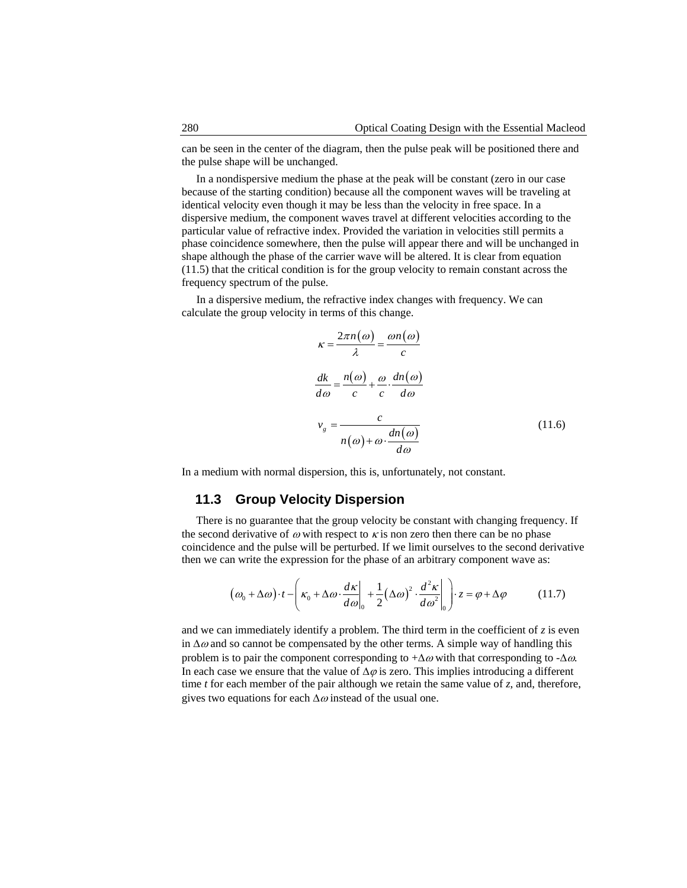can be seen in the center of the diagram, then the pulse peak will be positioned there and the pulse shape will be unchanged.

In a nondispersive medium the phase at the peak will be constant (zero in our case because of the starting condition) because all the component waves will be traveling at identical velocity even though it may be less than the velocity in free space. In a dispersive medium, the component waves travel at different velocities according to the particular value of refractive index. Provided the variation in velocities still permits a phase coincidence somewhere, then the pulse will appear there and will be unchanged in shape although the phase of the carrier wave will be altered. It is clear from equation (11.5) that the critical condition is for the group velocity to remain constant across the frequency spectrum of the pulse.

In a dispersive medium, the refractive index changes with frequency. We can calculate the group velocity in terms of this change.

$$\kappa = \frac{2\pi n(\omega)}{\lambda} = \frac{\omega n(\omega)}{c}$$

$$\frac{dk}{d\omega} = \frac{n(\omega)}{c} + \frac{\omega}{c} \cdot \frac{dn(\omega)}{d\omega}$$

$$v_g = \frac{c}{n(\omega) + \omega \cdot \dfrac{dn(\omega)}{d\omega}} \tag{11.6}$$

In a medium with normal dispersion, this is, unfortunately, not constant.

## 11.3 Group Velocity Dispersion

There is no guarantee that the group velocity be constant with changing frequency. If the second derivative of $\omega$ with respect to $\kappa$ is non zero then there can be no phase coincidence and the pulse will be perturbed. If we limit ourselves to the second derivative then we can write the expression for the phase of an arbitrary component wave as:

$$(\omega_0 + \Delta\omega) \cdot t - \left( \kappa_0 + \Delta\omega \cdot \left.\frac{d\kappa}{d\omega}\right|_0 + \frac{1}{2}(\Delta\omega)^2 \cdot \left.\frac{d^2\kappa}{d\omega^2}\right|_0 \right) \cdot z = \varphi + \Delta\varphi \tag{11.7}$$

and we can immediately identify a problem. The third term in the coefficient of *z* is even in $\Delta\omega$ and so cannot be compensated by the other terms. A simple way of handling this problem is to pair the component corresponding to $+\Delta\omega$ with that corresponding to $-\Delta\omega$. In each case we ensure that the value of $\Delta\varphi$ is zero. This implies introducing a different time *t* for each member of the pair although we retain the same value of *z*, and, therefore, gives two equations for each $\Delta\omega$ instead of the usual one.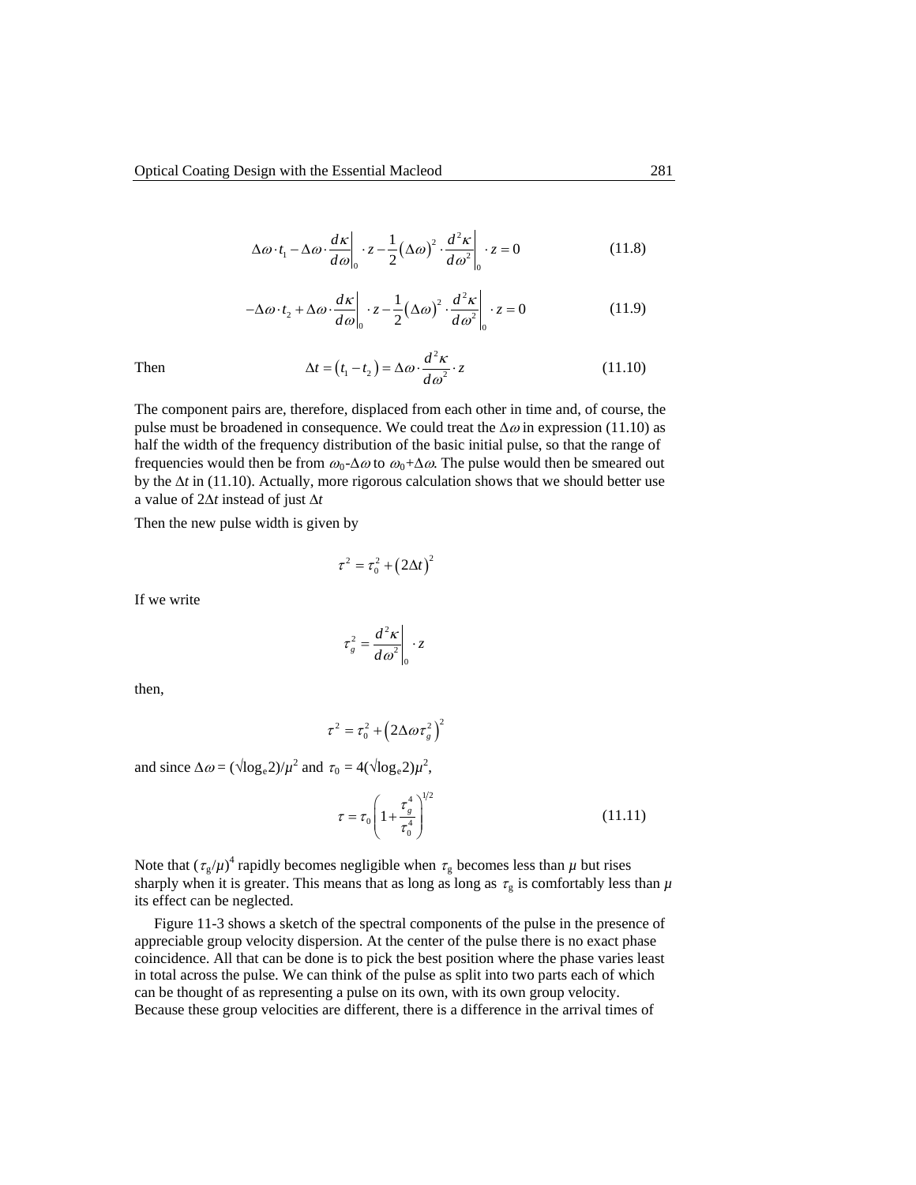$$\Delta\omega \cdot t_1 - \Delta\omega \cdot \left.\frac{d\kappa}{d\omega}\right|_0 \cdot z - \frac{1}{2}(\Delta\omega)^2 \cdot \left.\frac{d^2\kappa}{d\omega^2}\right|_0 \cdot z = 0 \tag{11.8}$$

$$-\Delta\omega \cdot t_2 + \Delta\omega \cdot \left.\frac{d\kappa}{d\omega}\right|_0 \cdot z - \frac{1}{2}(\Delta\omega)^2 \cdot \left.\frac{d^2\kappa}{d\omega^2}\right|_0 \cdot z = 0 \tag{11.9}$$

Then

$$\Delta t = (t_1 - t_2) = \Delta\omega \cdot \frac{d^2\kappa}{d\omega^2} \cdot z \tag{11.10}$$

The component pairs are, therefore, displaced from each other in time and, of course, the pulse must be broadened in consequence. We could treat the $\Delta\omega$ in expression (11.10) as half the width of the frequency distribution of the basic initial pulse, so that the range of frequencies would then be from $\omega_0$-$\Delta\omega$ to $\omega_0$+$\Delta\omega$. The pulse would then be smeared out by the $\Delta t$ in (11.10). Actually, more rigorous calculation shows that we should better use a value of $2\Delta t$ instead of just $\Delta t$

Then the new pulse width is given by

$$\tau^2 = \tau_0^2 + (2\Delta t)^2$$

If we write

$$\tau_g^2 = \left.\frac{d^2\kappa}{d\omega^2}\right|_0 \cdot z$$

then,

$$\tau^2 = \tau_0^2 + \left(2\Delta\omega\tau_g^2\right)^2$$

and since $\Delta\omega = (\sqrt{\log_e 2})/\mu^2$ and $\tau_0 = 4(\sqrt{\log_e 2})\mu^2$,

$$\tau = \tau_0\left(1 + \frac{\tau_g^4}{\tau_0^4}\right)^{1/2} \tag{11.11}$$

Note that $(\tau_g/\mu)^4$ rapidly becomes negligible when $\tau_g$ becomes less than $\mu$ but rises sharply when it is greater. This means that as long as long as $\tau_g$ is comfortably less than $\mu$ its effect can be neglected.

Figure 11-3 shows a sketch of the spectral components of the pulse in the presence of appreciable group velocity dispersion. At the center of the pulse there is no exact phase coincidence. All that can be done is to pick the best position where the phase varies least in total across the pulse. We can think of the pulse as split into two parts each of which can be thought of as representing a pulse on its own, with its own group velocity. Because these group velocities are different, there is a difference in the arrival times of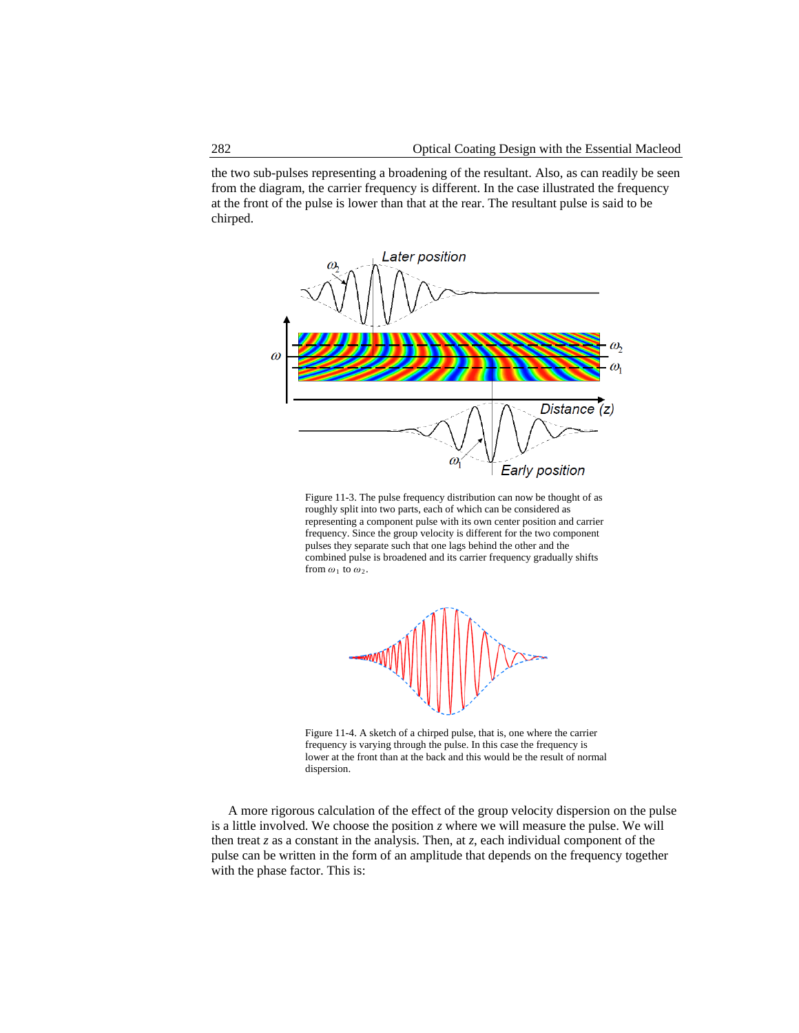the two sub-pulses representing a broadening of the resultant. Also, as can readily be seen from the diagram, the carrier frequency is different. In the case illustrated the frequency at the front of the pulse is lower than that at the rear. The resultant pulse is said to be chirped.

Figure 11-3. The pulse frequency distribution can now be thought of as roughly split into two parts, each of which can be considered as representing a component pulse with its own center position and carrier frequency. Since the group velocity is different for the two component pulses they separate such that one lags behind the other and the combined pulse is broadened and its carrier frequency gradually shifts from $\omega_1$ to $\omega_2$.

Figure 11-4. A sketch of a chirped pulse, that is, one where the carrier frequency is varying through the pulse. In this case the frequency is lower at the front than at the back and this would be the result of normal dispersion.

A more rigorous calculation of the effect of the group velocity dispersion on the pulse is a little involved. We choose the position $z$ where we will measure the pulse. We will then treat $z$ as a constant in the analysis. Then, at $z$, each individual component of the pulse can be written in the form of an amplitude that depends on the frequency together with the phase factor. This is: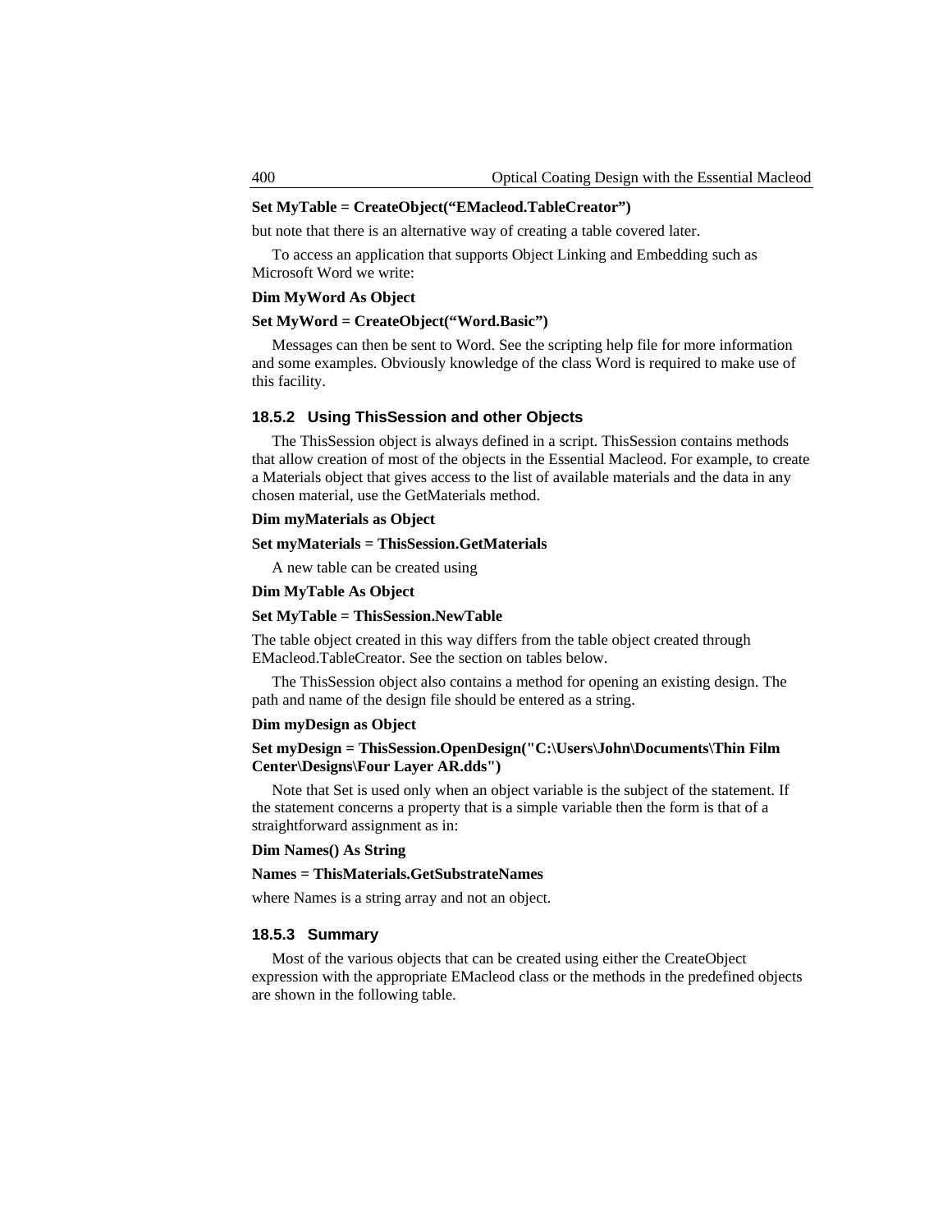**Set MyTable = CreateObject(“EMacleod.TableCreator”)**

but note that there is an alternative way of creating a table covered later.

To access an application that supports Object Linking and Embedding such as Microsoft Word we write:

**Dim MyWord As Object**

**Set MyWord = CreateObject(“Word.Basic”)**

Messages can then be sent to Word. See the scripting help file for more information and some examples. Obviously knowledge of the class Word is required to make use of this facility.

### 18.5.2 Using ThisSession and other Objects

The ThisSession object is always defined in a script. ThisSession contains methods that allow creation of most of the objects in the Essential Macleod. For example, to create a Materials object that gives access to the list of available materials and the data in any chosen material, use the GetMaterials method.

**Dim myMaterials as Object**

**Set myMaterials = ThisSession.GetMaterials**

A new table can be created using

**Dim MyTable As Object**

**Set MyTable = ThisSession.NewTable**

The table object created in this way differs from the table object created through EMacleod.TableCreator. See the section on tables below.

The ThisSession object also contains a method for opening an existing design. The path and name of the design file should be entered as a string.

**Dim myDesign as Object**

**Set myDesign = ThisSession.OpenDesign("C:\Users\John\Documents\Thin Film Center\Designs\Four Layer AR.dds")**

Note that Set is used only when an object variable is the subject of the statement. If the statement concerns a property that is a simple variable then the form is that of a straightforward assignment as in:

**Dim Names() As String**

**Names = ThisMaterials.GetSubstrateNames**

where Names is a string array and not an object.

### 18.5.3 Summary

Most of the various objects that can be created using either the CreateObject expression with the appropriate EMacleod class or the methods in the predefined objects are shown in the following table.